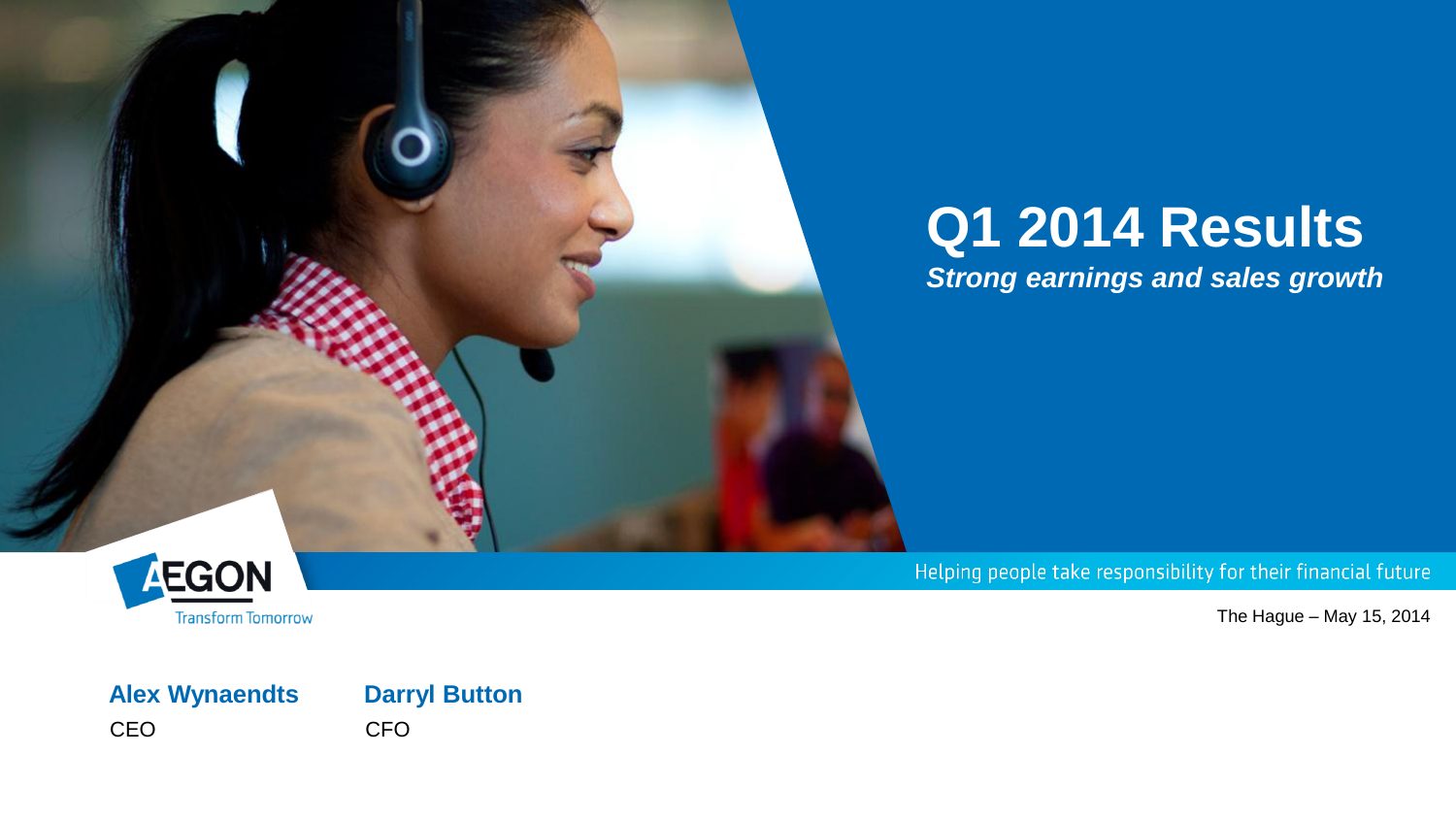# Q1 2014 Results

***Strong earnings and sales growth***

AEGON

Transform Tomorrow

Helping people take responsibility for their financial future

The Hague – May 15, 2014

**Alex Wynaendts**
CEO

**Darryl Button**
CFO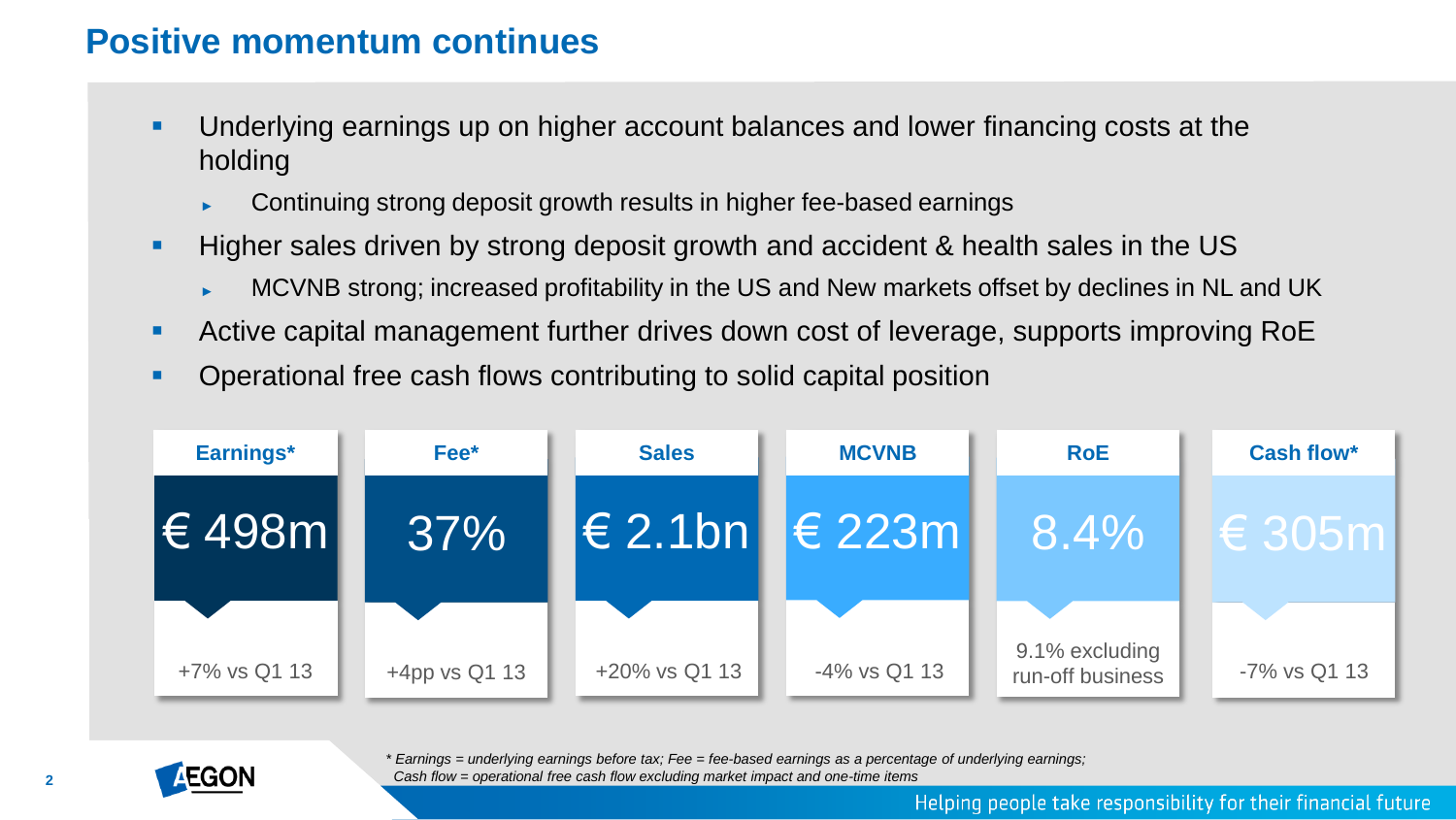# Positive momentum continues

- Underlying earnings up on higher account balances and lower financing costs at the holding
  - Continuing strong deposit growth results in higher fee-based earnings
- Higher sales driven by strong deposit growth and accident & health sales in the US
  - MCVNB strong; increased profitability in the US and New markets offset by declines in NL and UK
- Active capital management further drives down cost of leverage, supports improving RoE
- Operational free cash flows contributing to solid capital position

| Earnings* | Fee* | Sales | MCVNB | RoE | Cash flow* |
|---|---|---|---|---|---|
| € 498m | 37% | € 2.1bn | € 223m | 8.4% | € 305m |
| +7% vs Q1 13 | +4pp vs Q1 13 | +20% vs Q1 13 | -4% vs Q1 13 | 9.1% excluding run-off business | -7% vs Q1 13 |

*\* Earnings = underlying earnings before tax; Fee = fee-based earnings as a percentage of underlying earnings; Cash flow = operational free cash flow excluding market impact and one-time items*

AEGON

Helping people take responsibility for their financial future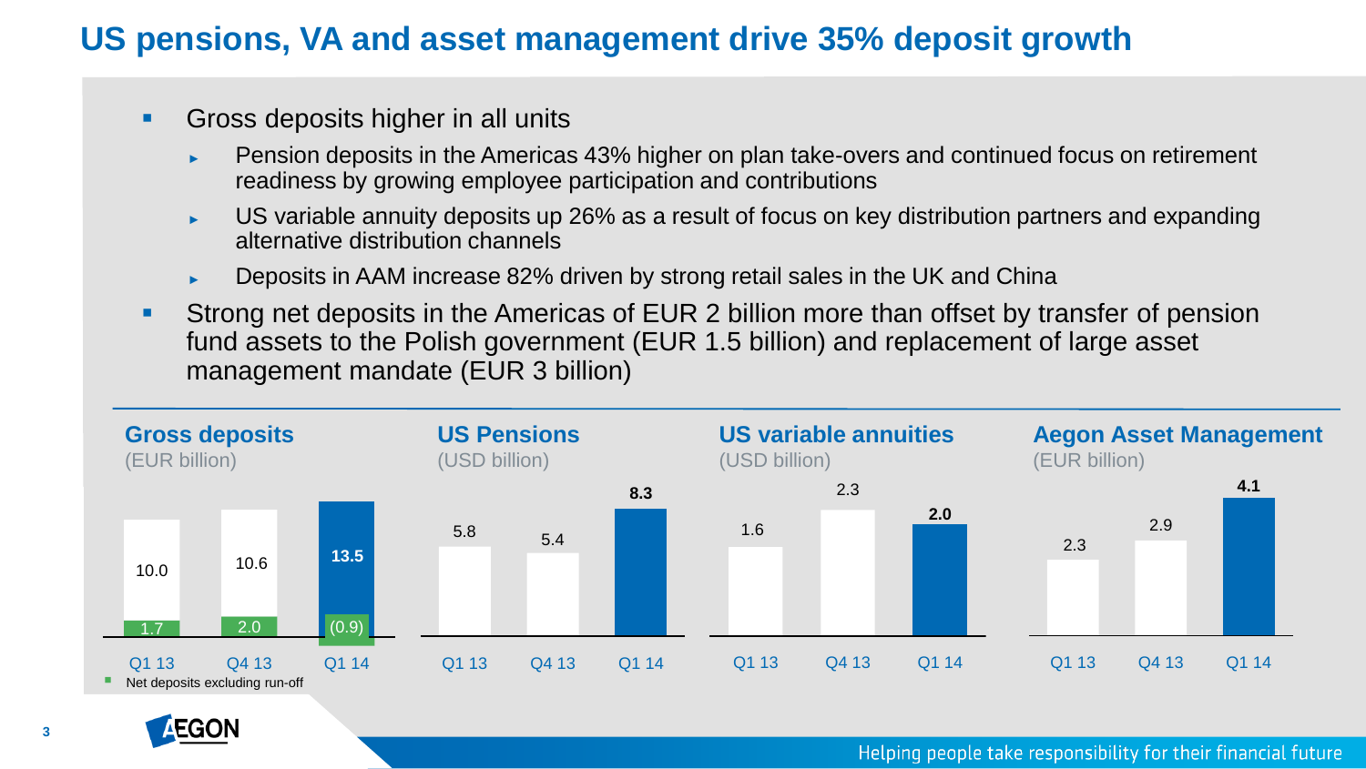# US pensions, VA and asset management drive 35% deposit growth

- Gross deposits higher in all units
  - Pension deposits in the Americas 43% higher on plan take-overs and continued focus on retirement readiness by growing employee participation and contributions
  - US variable annuity deposits up 26% as a result of focus on key distribution partners and expanding alternative distribution channels
  - Deposits in AAM increase 82% driven by strong retail sales in the UK and China
- Strong net deposits in the Americas of EUR 2 billion more than offset by transfer of pension fund assets to the Polish government (EUR 1.5 billion) and replacement of large asset management mandate (EUR 3 billion)

**Gross deposits**
(EUR billion)

10.0
1.7
10.6
2.0
**13.5**
(0.9)

Q1 13 Q4 13 Q1 14

Net deposits excluding run-off

**US Pensions**
(USD billion)

5.8
5.4
**8.3**

Q1 13 Q4 13 Q1 14

**US variable annuities**
(USD billion)

1.6
2.3
**2.0**

Q1 13 Q4 13 Q1 14

**Aegon Asset Management**
(EUR billion)

2.3
2.9
**4.1**

Q1 13 Q4 13 Q1 14

Helping people take responsibility for their financial future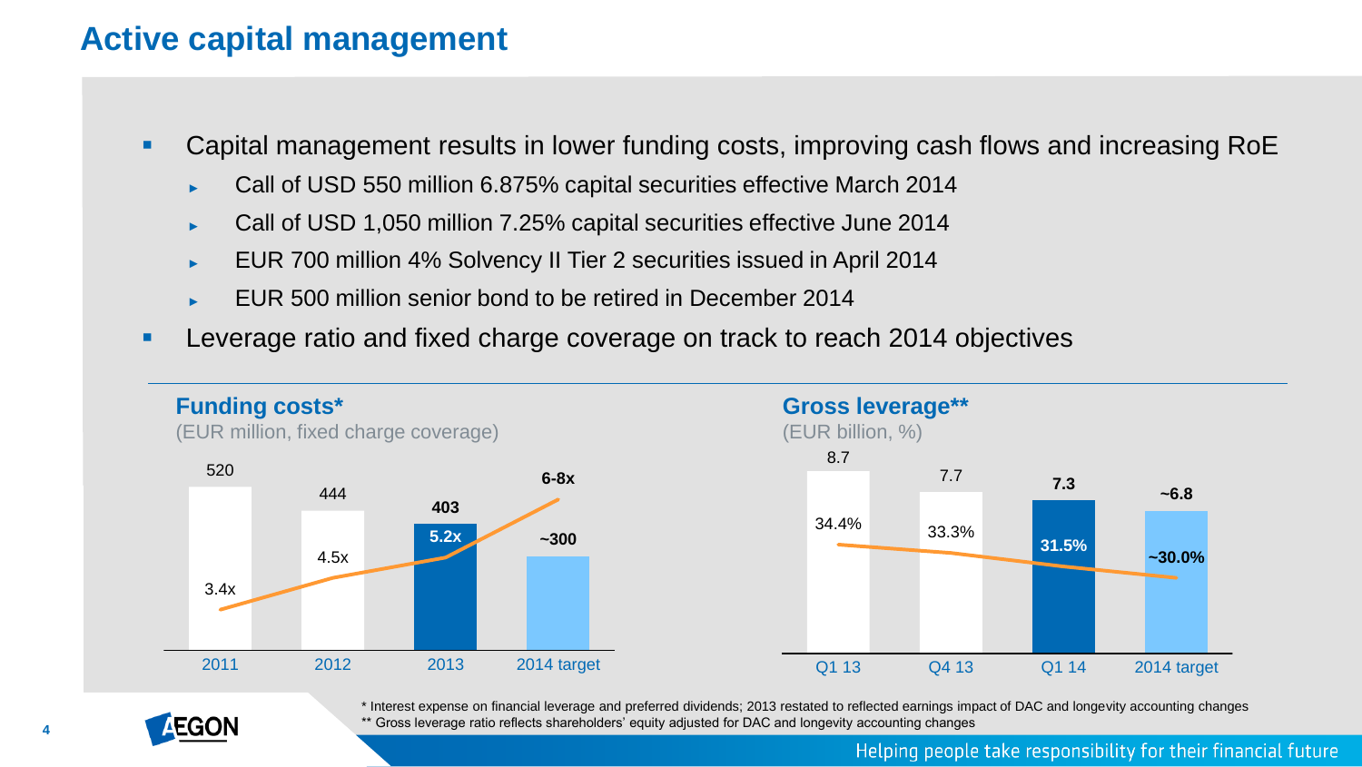# Active capital management

- Capital management results in lower funding costs, improving cash flows and increasing RoE
  - Call of USD 550 million 6.875% capital securities effective March 2014
  - Call of USD 1,050 million 7.25% capital securities effective June 2014
  - EUR 700 million 4% Solvency II Tier 2 securities issued in April 2014
  - EUR 500 million senior bond to be retired in December 2014
- Leverage ratio and fixed charge coverage on track to reach 2014 objectives

**Funding costs***

(EUR million, fixed charge coverage)

2011: 520, 3.4x
2012: 444, 4.5x
2013: 403, 5.2x
2014 target: ~300, 6-8x

**Gross leverage****

(EUR billion, %)

Q1 13: 8.7, 34.4%
Q4 13: 7.7, 33.3%
Q1 14: 7.3, 31.5%
2014 target: ~6.8, ~30.0%

\* Interest expense on financial leverage and preferred dividends; 2013 restated to reflected earnings impact of DAC and longevity accounting changes

** Gross leverage ratio reflects shareholders' equity adjusted for DAC and longevity accounting changes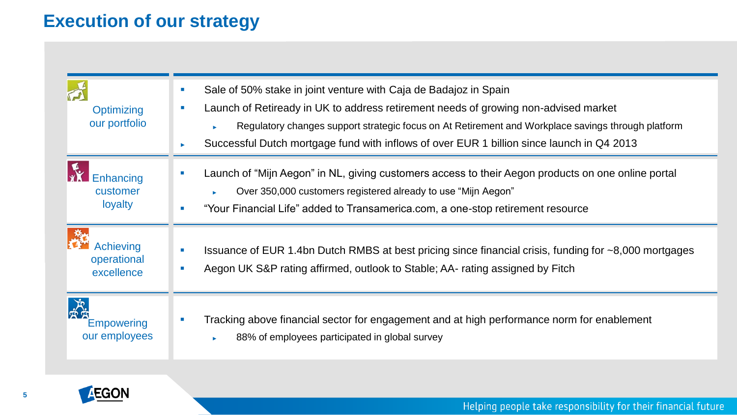# Execution of our strategy

| | |
|---|---|
| Optimizing our portfolio | - Sale of 50% stake in joint venture with Caja de Badajoz in Spain<br>- Launch of Retiready in UK to address retirement needs of growing non-advised market<br>  - Regulatory changes support strategic focus on At Retirement and Workplace savings through platform<br>- Successful Dutch mortgage fund with inflows of over EUR 1 billion since launch in Q4 2013 |
| Enhancing customer loyalty | - Launch of "Mijn Aegon" in NL, giving customers access to their Aegon products on one online portal<br>  - Over 350,000 customers registered already to use "Mijn Aegon"<br>- "Your Financial Life" added to Transamerica.com, a one-stop retirement resource |
| Achieving operational excellence | - Issuance of EUR 1.4bn Dutch RMBS at best pricing since financial crisis, funding for ~8,000 mortgages<br>- Aegon UK S&P rating affirmed, outlook to Stable; AA- rating assigned by Fitch |
| Empowering our employees | - Tracking above financial sector for engagement and at high performance norm for enablement<br>  - 88% of employees participated in global survey |

Helping people take responsibility for their financial future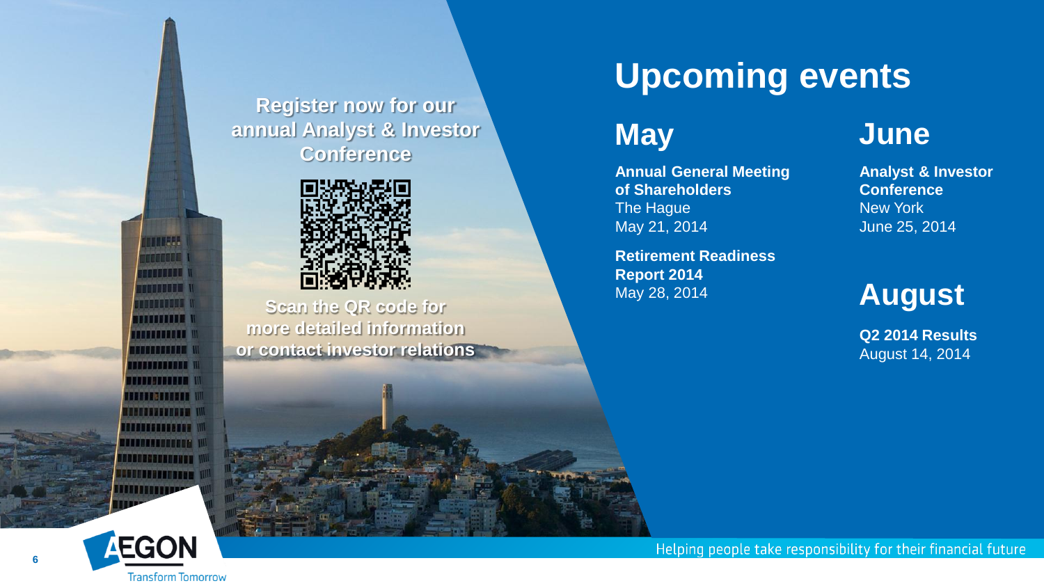Register now for our annual Analyst & Investor Conference

Scan the QR code for more detailed information or contact investor relations

# Upcoming events

## May

**Annual General Meeting of Shareholders**
The Hague
May 21, 2014

**Retirement Readiness Report 2014**
May 28, 2014

## June

**Analyst & Investor Conference**
New York
June 25, 2014

## August

**Q2 2014 Results**
August 14, 2014

Helping people take responsibility for their financial future

AEGON
Transform Tomorrow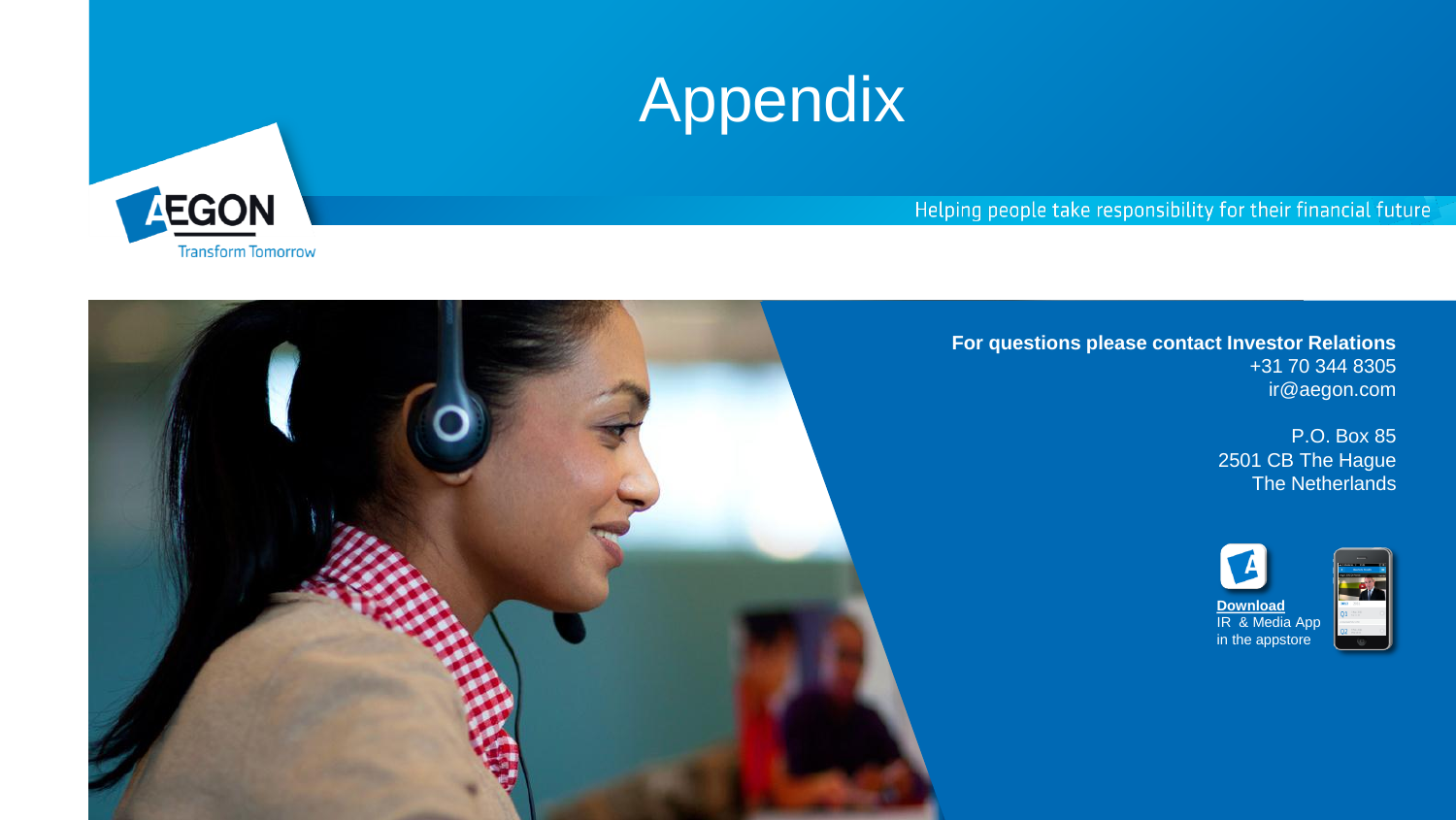# Appendix

Helping people take responsibility for their financial future

**For questions please contact Investor Relations**
+31 70 344 8305
ir@aegon.com

P.O. Box 85
2501 CB The Hague
The Netherlands

**Download**
IR & Media App
in the appstore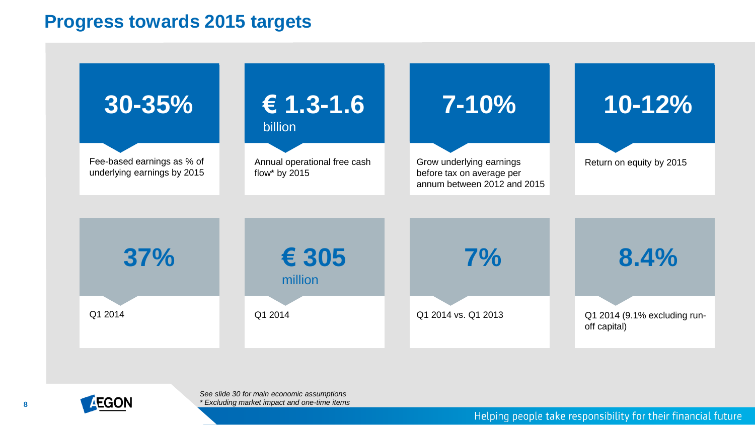# Progress towards 2015 targets

| | | | |
|---|---|---|---|
| **30-35%** | **€ 1.3-1.6** billion | **7-10%** | **10-12%** |
| Fee-based earnings as % of underlying earnings by 2015 | Annual operational free cash flow* by 2015 | Grow underlying earnings before tax on average per annum between 2012 and 2015 | Return on equity by 2015 |
| **37%** | **€ 305** million | **7%** | **8.4%** |
| Q1 2014 | Q1 2014 | Q1 2014 vs. Q1 2013 | Q1 2014 (9.1% excluding run-off capital) |

*See slide 30 for main economic assumptions*
** Excluding market impact and one-time items*

Helping people take responsibility for their financial future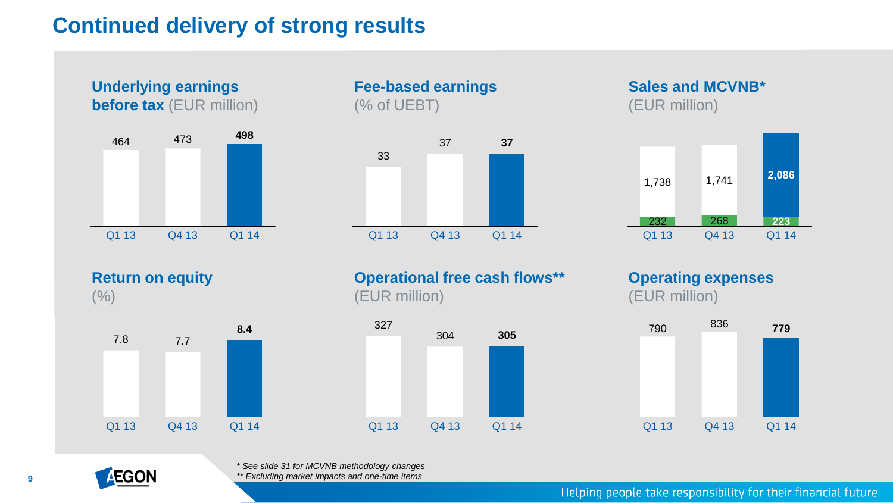# Continued delivery of strong results

### Underlying earnings before tax (EUR million)

464
473
**498**

Q1 13
Q4 13
Q1 14

### Fee-based earnings (% of UEBT)

33
37
**37**

Q1 13
Q4 13
Q1 14

### Sales and MCVNB* (EUR million)

1,738
232
1,741
268
**2,086**
**223**

Q1 13
Q4 13
Q1 14

### Return on equity (%)

7.8
7.7
**8.4**

Q1 13
Q4 13
Q1 14

### Operational free cash flows** (EUR million)

327
304
**305**

Q1 13
Q4 13
Q1 14

### Operating expenses (EUR million)

790
836
**779**

Q1 13
Q4 13
Q1 14

*\* See slide 31 for MCVNB methodology changes*
*\*\* Excluding market impacts and one-time items*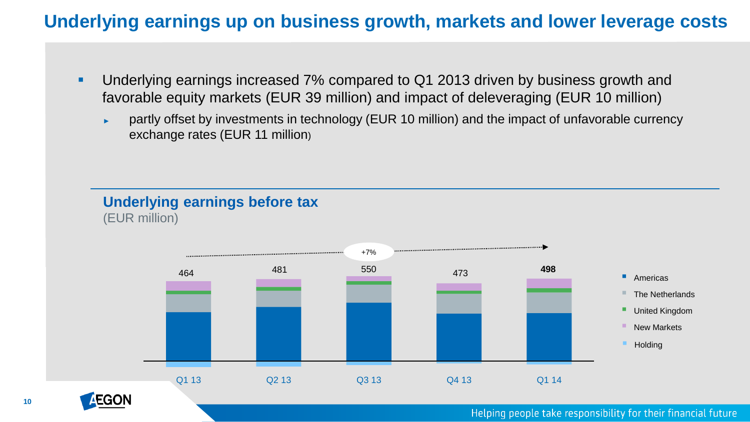# Underlying earnings up on business growth, markets and lower leverage costs

- Underlying earnings increased 7% compared to Q1 2013 driven by business growth and favorable equity markets (EUR 39 million) and impact of deleveraging (EUR 10 million)
  - partly offset by investments in technology (EUR 10 million) and the impact of unfavorable currency exchange rates (EUR 11 million)

## Underlying earnings before tax

(EUR million)

+7%

464
481
550
473
**498**

Q1 13
Q2 13
Q3 13
Q4 13
Q1 14

Americas
The Netherlands
United Kingdom
New Markets
Holding

Helping people take responsibility for their financial future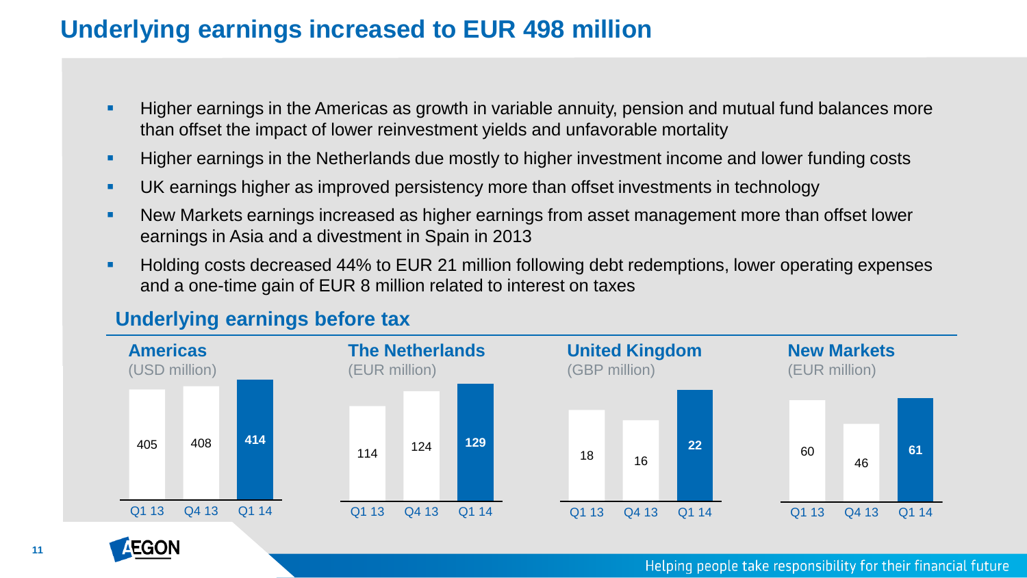# Underlying earnings increased to EUR 498 million

- Higher earnings in the Americas as growth in variable annuity, pension and mutual fund balances more than offset the impact of lower reinvestment yields and unfavorable mortality
- Higher earnings in the Netherlands due mostly to higher investment income and lower funding costs
- UK earnings higher as improved persistency more than offset investments in technology
- New Markets earnings increased as higher earnings from asset management more than offset lower earnings in Asia and a divestment in Spain in 2013
- Holding costs decreased 44% to EUR 21 million following debt redemptions, lower operating expenses and a one-time gain of EUR 8 million related to interest on taxes

## Underlying earnings before tax

**Americas**
(USD million)
405
408
414
Q1 13
Q4 13
Q1 14

**The Netherlands**
(EUR million)
114
124
129
Q1 13
Q4 13
Q1 14

**United Kingdom**
(GBP million)
18
16
22
Q1 13
Q4 13
Q1 14

**New Markets**
(EUR million)
60
46
61
Q1 13
Q4 13
Q1 14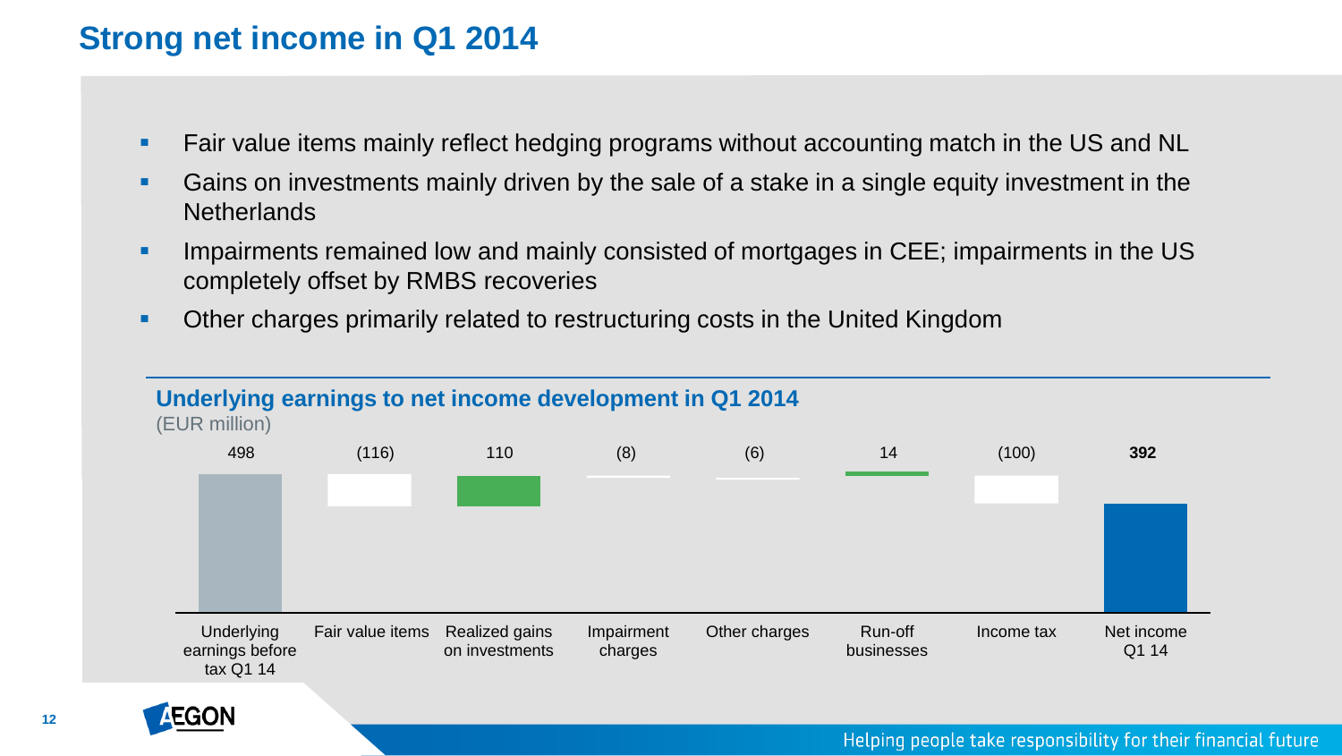# Strong net income in Q1 2014

- Fair value items mainly reflect hedging programs without accounting match in the US and NL
- Gains on investments mainly driven by the sale of a stake in a single equity investment in the Netherlands
- Impairments remained low and mainly consisted of mortgages in CEE; impairments in the US completely offset by RMBS recoveries
- Other charges primarily related to restructuring costs in the United Kingdom

## Underlying earnings to net income development in Q1 2014

(EUR million)

498
(116)
110
(8)
(6)
14
(100)
**392**

Underlying earnings before tax Q1 14
Fair value items
Realized gains on investments
Impairment charges
Other charges
Run-off businesses
Income tax
Net income Q1 14

Helping people take responsibility for their financial future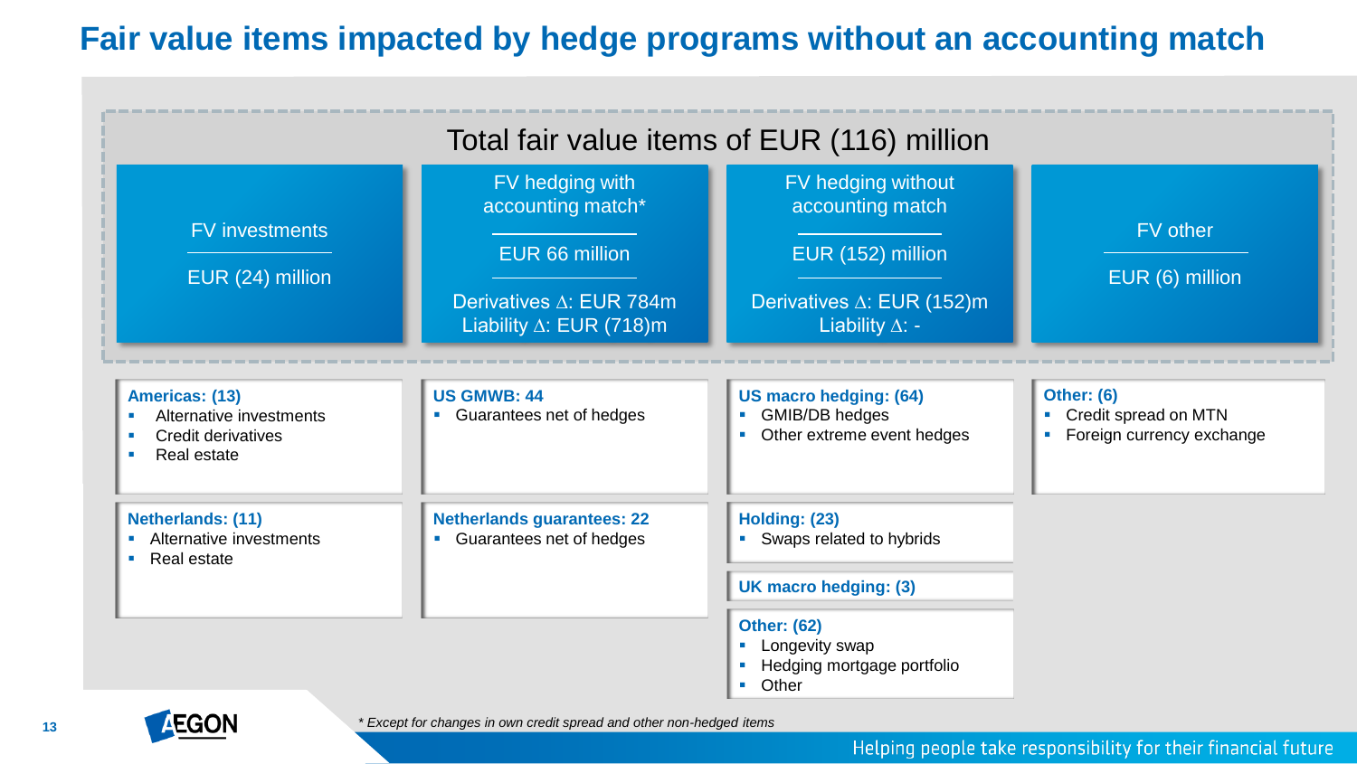# Fair value items impacted by hedge programs without an accounting match

## Total fair value items of EUR (116) million

| FV investments | FV hedging with accounting match* | FV hedging without accounting match | FV other |
| --- | --- | --- | --- |
| EUR (24) million | EUR 66 million | EUR (152) million | EUR (6) million |
| | Derivatives Δ: EUR 784m<br>Liability Δ: EUR (718)m | Derivatives Δ: EUR (152)m<br>Liability Δ: - | |

**FV investments**

**Americas: (13)**
- Alternative investments
- Credit derivatives
- Real estate

**Netherlands: (11)**
- Alternative investments
- Real estate

**FV hedging with accounting match***

**US GMWB: 44**
- Guarantees net of hedges

**Netherlands guarantees: 22**
- Guarantees net of hedges

**FV hedging without accounting match**

**US macro hedging: (64)**
- GMIB/DB hedges
- Other extreme event hedges

**Holding: (23)**
- Swaps related to hybrids

**UK macro hedging: (3)**

**Other: (62)**
- Longevity swap
- Hedging mortgage portfolio
- Other

**FV other**

**Other: (6)**
- Credit spread on MTN
- Foreign currency exchange

*\* Except for changes in own credit spread and other non-hedged items*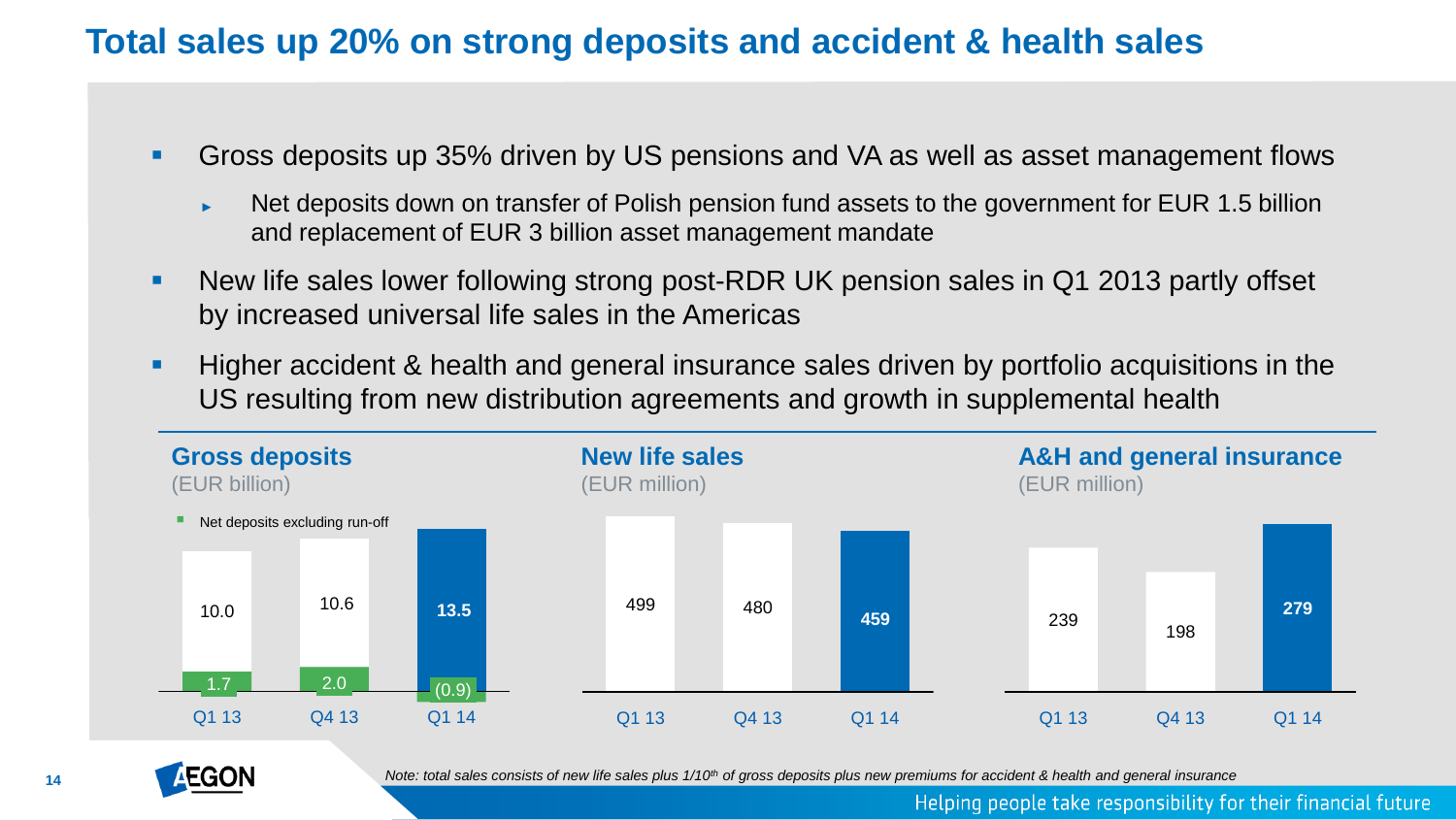# Total sales up 20% on strong deposits and accident & health sales

- Gross deposits up 35% driven by US pensions and VA as well as asset management flows
  - Net deposits down on transfer of Polish pension fund assets to the government for EUR 1.5 billion and replacement of EUR 3 billion asset management mandate
- New life sales lower following strong post-RDR UK pension sales in Q1 2013 partly offset by increased universal life sales in the Americas
- Higher accident & health and general insurance sales driven by portfolio acquisitions in the US resulting from new distribution agreements and growth in supplemental health

**Gross deposits**
(EUR billion)

Net deposits excluding run-off

10.0
1.7
Q1 13

10.6
2.0
Q4 13

13.5
(0.9)
Q1 14

**New life sales**
(EUR million)

499
Q1 13

480
Q4 13

459
Q1 14

**A&H and general insurance**
(EUR million)

239
Q1 13

198
Q4 13

279
Q1 14

*Note: total sales consists of new life sales plus 1/10th of gross deposits plus new premiums for accident & health and general insurance*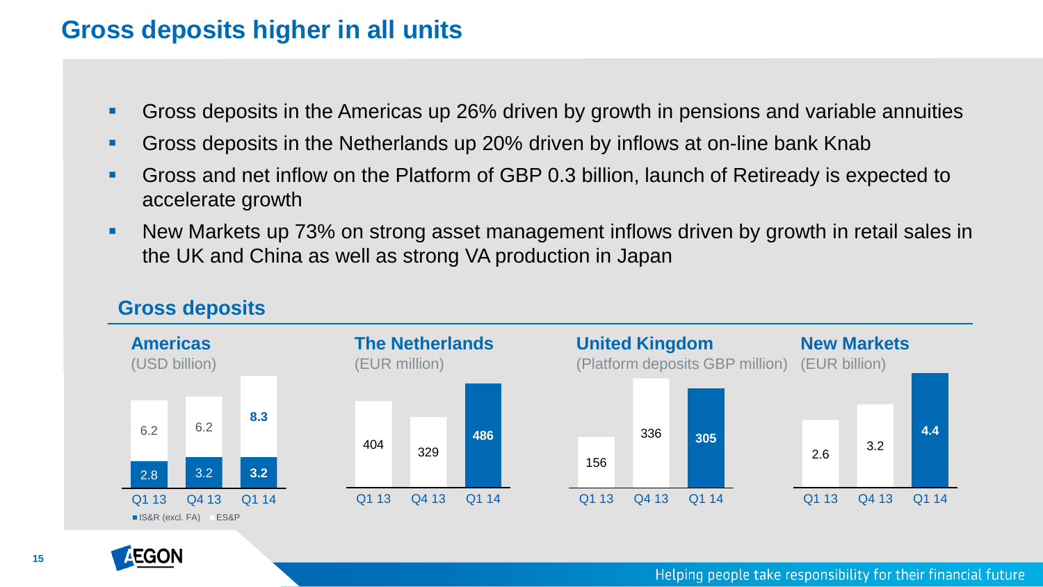# Gross deposits higher in all units

- Gross deposits in the Americas up 26% driven by growth in pensions and variable annuities
- Gross deposits in the Netherlands up 20% driven by inflows at on-line bank Knab
- Gross and net inflow on the Platform of GBP 0.3 billion, launch of Retiready is expected to accelerate growth
- New Markets up 73% on strong asset management inflows driven by growth in retail sales in the UK and China as well as strong VA production in Japan

## Gross deposits

**Americas**
(USD billion)

6.2
2.8
Q1 13

6.2
3.2
Q4 13

8.3
3.2
Q1 14

IS&R (excl. FA)
ES&P

**The Netherlands**
(EUR million)

404
Q1 13

329
Q4 13

486
Q1 14

**United Kingdom**
(Platform deposits GBP million)

156
Q1 13

336
Q4 13

305
Q1 14

**New Markets**
(EUR billion)

2.6
Q1 13

3.2
Q4 13

4.4
Q1 14

Helping people take responsibility for their financial future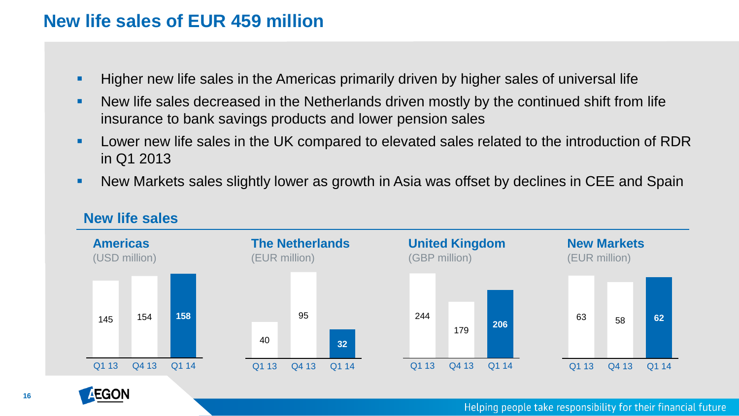# New life sales of EUR 459 million

- Higher new life sales in the Americas primarily driven by higher sales of universal life
- New life sales decreased in the Netherlands driven mostly by the continued shift from life insurance to bank savings products and lower pension sales
- Lower new life sales in the UK compared to elevated sales related to the introduction of RDR in Q1 2013
- New Markets sales slightly lower as growth in Asia was offset by declines in CEE and Spain

## New life sales

### Americas
(USD million)

145
154
158

Q1 13
Q4 13
Q1 14

### The Netherlands
(EUR million)

40
95
32

Q1 13
Q4 13
Q1 14

### United Kingdom
(GBP million)

244
179
206

Q1 13
Q4 13
Q1 14

### New Markets
(EUR million)

63
58
62

Q1 13
Q4 13
Q1 14

AEGON

Helping people take responsibility for their financial future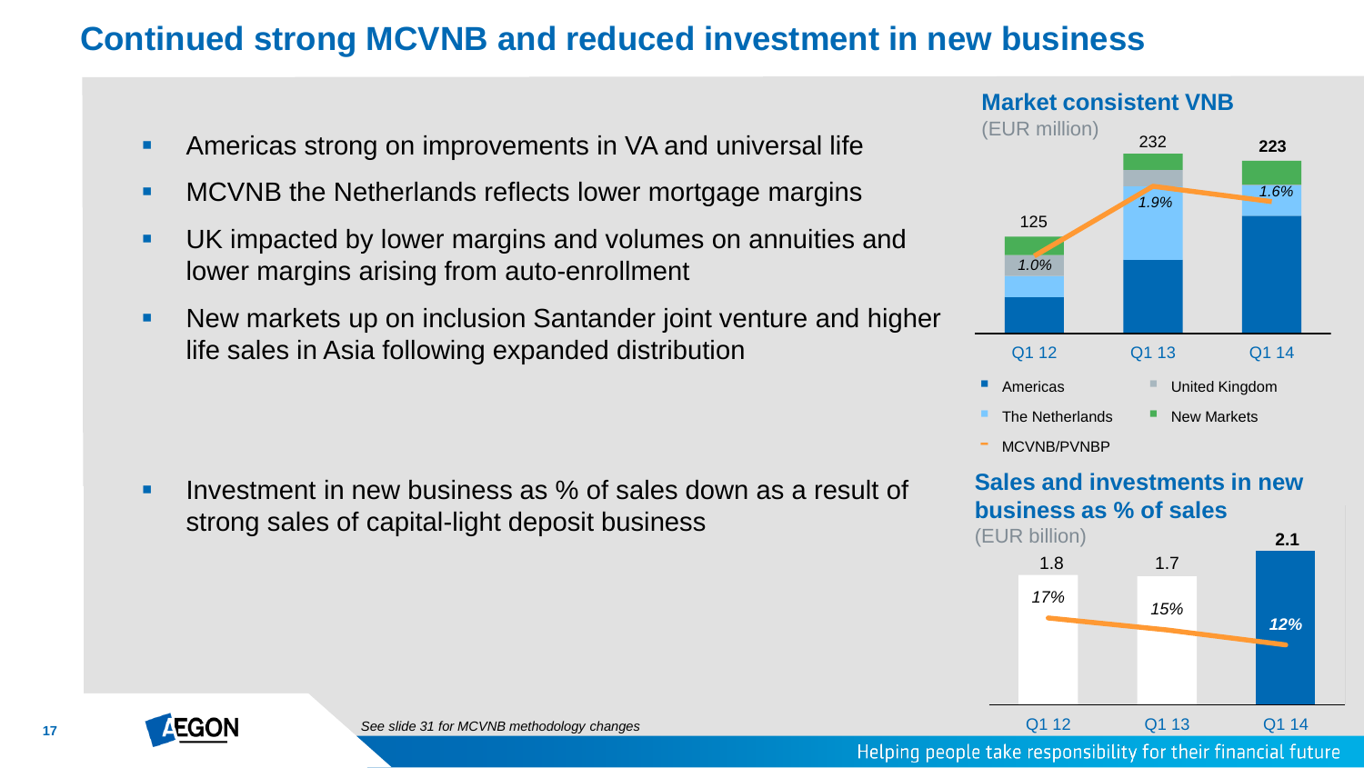# Continued strong MCVNB and reduced investment in new business

- Americas strong on improvements in VA and universal life
- MCVNB the Netherlands reflects lower mortgage margins
- UK impacted by lower margins and volumes on annuities and lower margins arising from auto-enrollment
- New markets up on inclusion Santander joint venture and higher life sales in Asia following expanded distribution

- Investment in new business as % of sales down as a result of strong sales of capital-light deposit business

## Market consistent VNB

(EUR million)

125
232
223
1.0%
1.9%
1.6%
Q1 12
Q1 13
Q1 14

Americas
United Kingdom
The Netherlands
New Markets
MCVNB/PVNBP

## Sales and investments in new business as % of sales

(EUR billion)

1.8
1.7
2.1
17%
15%
12%
Q1 12
Q1 13
Q1 14

*See slide 31 for MCVNB methodology changes*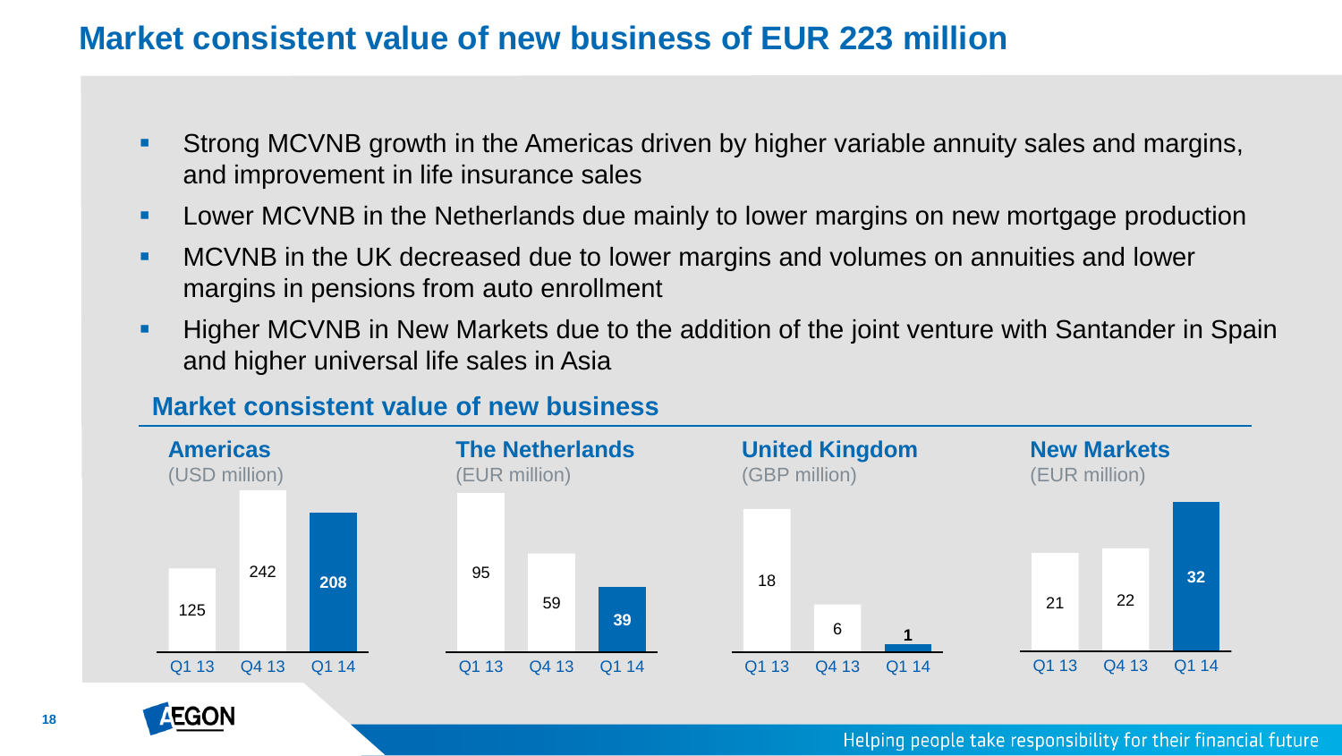# Market consistent value of new business of EUR 223 million

- Strong MCVNB growth in the Americas driven by higher variable annuity sales and margins, and improvement in life insurance sales
- Lower MCVNB in the Netherlands due mainly to lower margins on new mortgage production
- MCVNB in the UK decreased due to lower margins and volumes on annuities and lower margins in pensions from auto enrollment
- Higher MCVNB in New Markets due to the addition of the joint venture with Santander in Spain and higher universal life sales in Asia

## Market consistent value of new business

| | Q1 13 | Q4 13 | Q1 14 |
|---|---|---|---|
| Americas (USD million) | 125 | 242 | **208** |
| The Netherlands (EUR million) | 95 | 59 | **39** |
| United Kingdom (GBP million) | 18 | 6 | **1** |
| New Markets (EUR million) | 21 | 22 | **32** |

Helping people take responsibility for their financial future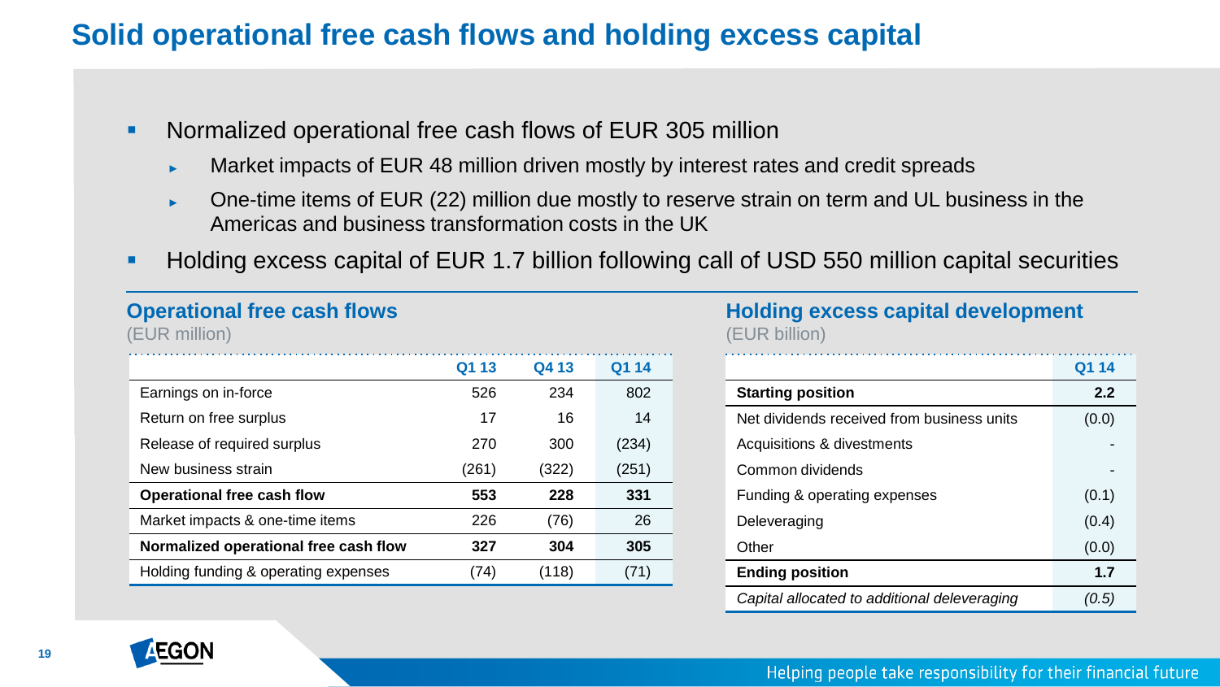# Solid operational free cash flows and holding excess capital

- Normalized operational free cash flows of EUR 305 million
  - Market impacts of EUR 48 million driven mostly by interest rates and credit spreads
  - One-time items of EUR (22) million due mostly to reserve strain on term and UL business in the Americas and business transformation costs in the UK
- Holding excess capital of EUR 1.7 billion following call of USD 550 million capital securities

## Operational free cash flows

(EUR million)

| | Q1 13 | Q4 13 | Q1 14 |
|---|---|---|---|
| Earnings on in-force | 526 | 234 | 802 |
| Return on free surplus | 17 | 16 | 14 |
| Release of required surplus | 270 | 300 | (234) |
| New business strain | (261) | (322) | (251) |
| **Operational free cash flow** | **553** | **228** | **331** |
| Market impacts & one-time items | 226 | (76) | 26 |
| **Normalized operational free cash flow** | **327** | **304** | **305** |
| Holding funding & operating expenses | (74) | (118) | (71) |

## Holding excess capital development

(EUR billion)

| | Q1 14 |
|---|---|
| **Starting position** | **2.2** |
| Net dividends received from business units | (0.0) |
| Acquisitions & divestments | - |
| Common dividends | - |
| Funding & operating expenses | (0.1) |
| Deleveraging | (0.4) |
| Other | (0.0) |
| **Ending position** | **1.7** |
| *Capital allocated to additional deleveraging* | *(0.5)* |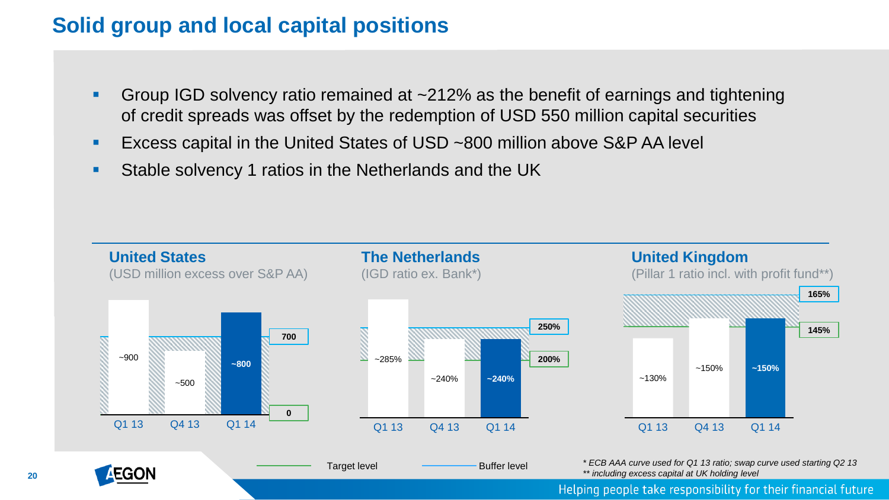# Solid group and local capital positions

- Group IGD solvency ratio remained at ~212% as the benefit of earnings and tightening of credit spreads was offset by the redemption of USD 550 million capital securities
- Excess capital in the United States of USD ~800 million above S&P AA level
- Stable solvency 1 ratios in the Netherlands and the UK

## United States

(USD million excess over S&P AA)

~900
~500
~800
700
0
Q1 13
Q4 13
Q1 14

## The Netherlands

(IGD ratio ex. Bank*)

~285%
~240%
~240%
250%
200%
Q1 13
Q4 13
Q1 14

## United Kingdom

(Pillar 1 ratio incl. with profit fund**)

~130%
~150%
~150%
165%
145%
Q1 13
Q4 13
Q1 14

Target level
Buffer level

*\* ECB AAA curve used for Q1 13 ratio; swap curve used starting Q2 13*
*\*\* including excess capital at UK holding level*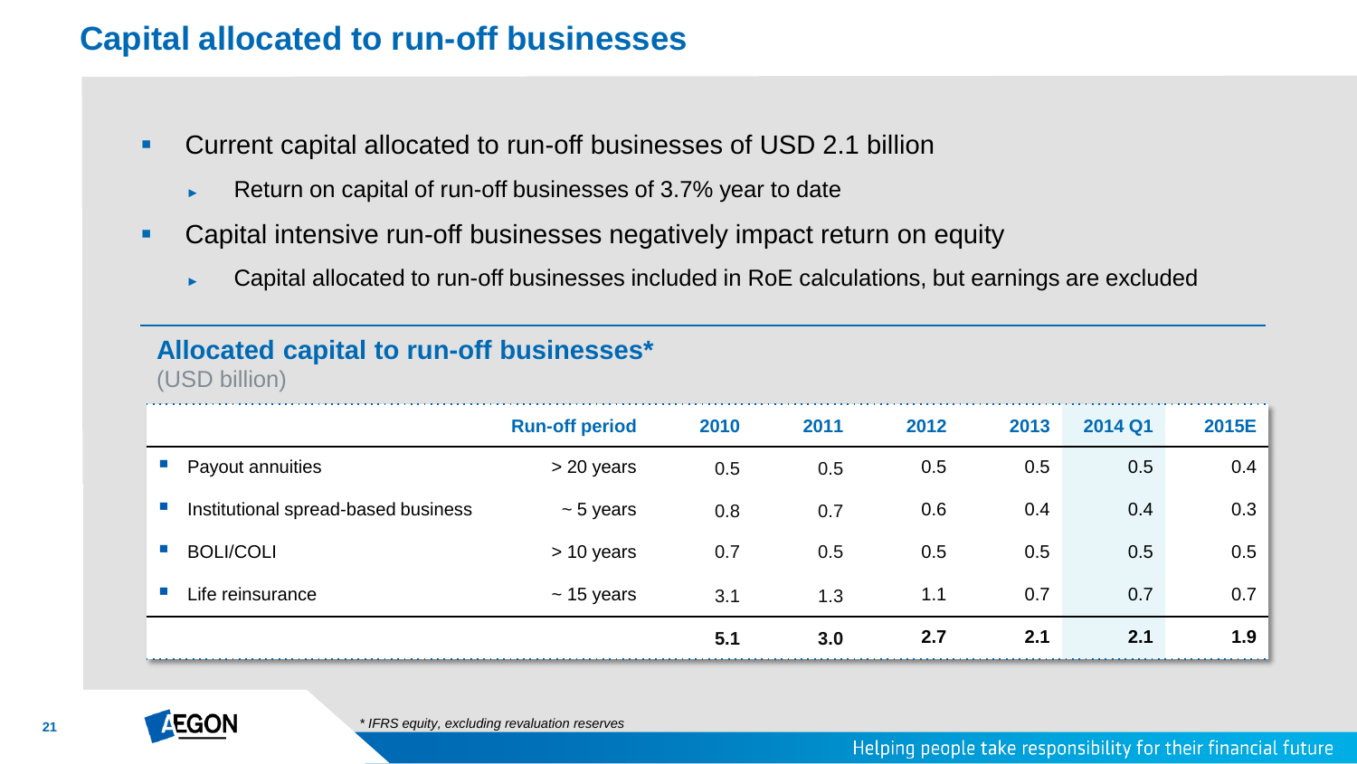# Capital allocated to run-off businesses

- Current capital allocated to run-off businesses of USD 2.1 billion
  - Return on capital of run-off businesses of 3.7% year to date
- Capital intensive run-off businesses negatively impact return on equity
  - Capital allocated to run-off businesses included in RoE calculations, but earnings are excluded

## Allocated capital to run-off businesses*

(USD billion)

| | Run-off period | 2010 | 2011 | 2012 | 2013 | 2014 Q1 | 2015E |
|---|---|---|---|---|---|---|---|
| Payout annuities | > 20 years | 0.5 | 0.5 | 0.5 | 0.5 | 0.5 | 0.4 |
| Institutional spread-based business | ~ 5 years | 0.8 | 0.7 | 0.6 | 0.4 | 0.4 | 0.3 |
| BOLI/COLI | > 10 years | 0.7 | 0.5 | 0.5 | 0.5 | 0.5 | 0.5 |
| Life reinsurance | ~ 15 years | 3.1 | 1.3 | 1.1 | 0.7 | 0.7 | 0.7 |
| | | **5.1** | **3.0** | **2.7** | **2.1** | **2.1** | **1.9** |

*\* IFRS equity, excluding revaluation reserves*

Helping people take responsibility for their financial future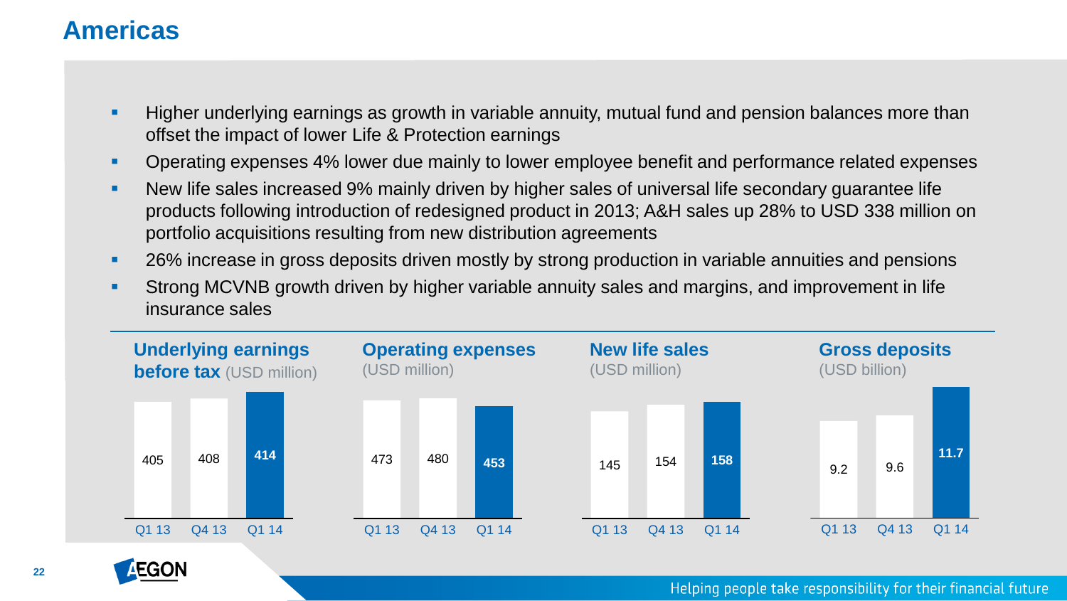# Americas

- Higher underlying earnings as growth in variable annuity, mutual fund and pension balances more than offset the impact of lower Life & Protection earnings
- Operating expenses 4% lower due mainly to lower employee benefit and performance related expenses
- New life sales increased 9% mainly driven by higher sales of universal life secondary guarantee life products following introduction of redesigned product in 2013; A&H sales up 28% to USD 338 million on portfolio acquisitions resulting from new distribution agreements
- 26% increase in gross deposits driven mostly by strong production in variable annuities and pensions
- Strong MCVNB growth driven by higher variable annuity sales and margins, and improvement in life insurance sales

**Underlying earnings before tax** (USD million)

405 408 **414**

Q1 13 Q4 13 Q1 14

**Operating expenses** (USD million)

473 480 **453**

Q1 13 Q4 13 Q1 14

**New life sales** (USD million)

145 154 **158**

Q1 13 Q4 13 Q1 14

**Gross deposits** (USD billion)

9.2 9.6 **11.7**

Q1 13 Q4 13 Q1 14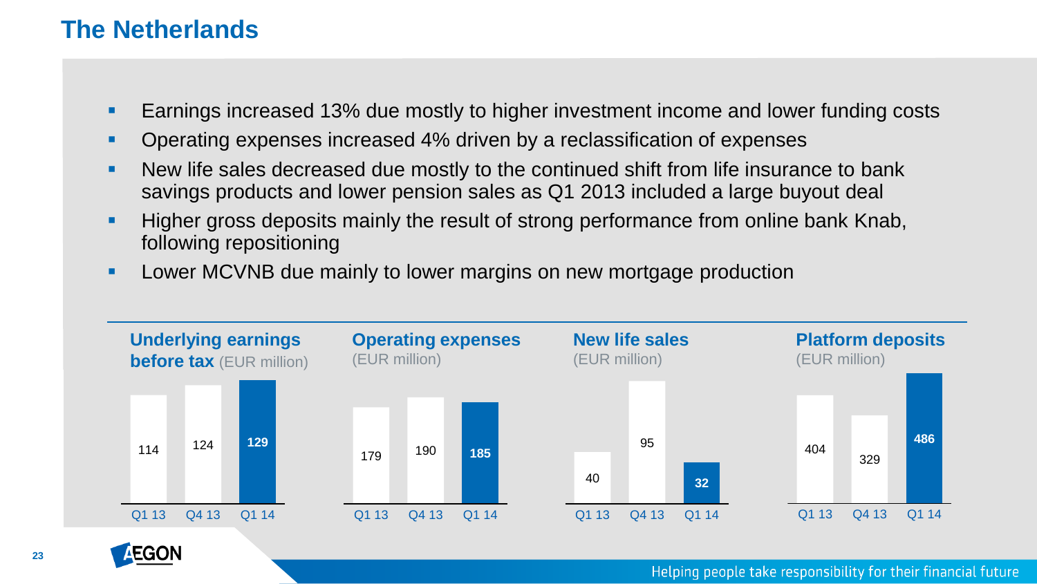# The Netherlands

- Earnings increased 13% due mostly to higher investment income and lower funding costs
- Operating expenses increased 4% driven by a reclassification of expenses
- New life sales decreased due mostly to the continued shift from life insurance to bank savings products and lower pension sales as Q1 2013 included a large buyout deal
- Higher gross deposits mainly the result of strong performance from online bank Knab, following repositioning
- Lower MCVNB due mainly to lower margins on new mortgage production

**Underlying earnings before tax** (EUR million)

114
124
**129**

Q1 13 Q4 13 Q1 14

**Operating expenses** (EUR million)

179
190
**185**

Q1 13 Q4 13 Q1 14

**New life sales** (EUR million)

40
95
**32**

Q1 13 Q4 13 Q1 14

**Platform deposits** (EUR million)

404
329
**486**

Q1 13 Q4 13 Q1 14

Helping people take responsibility for their financial future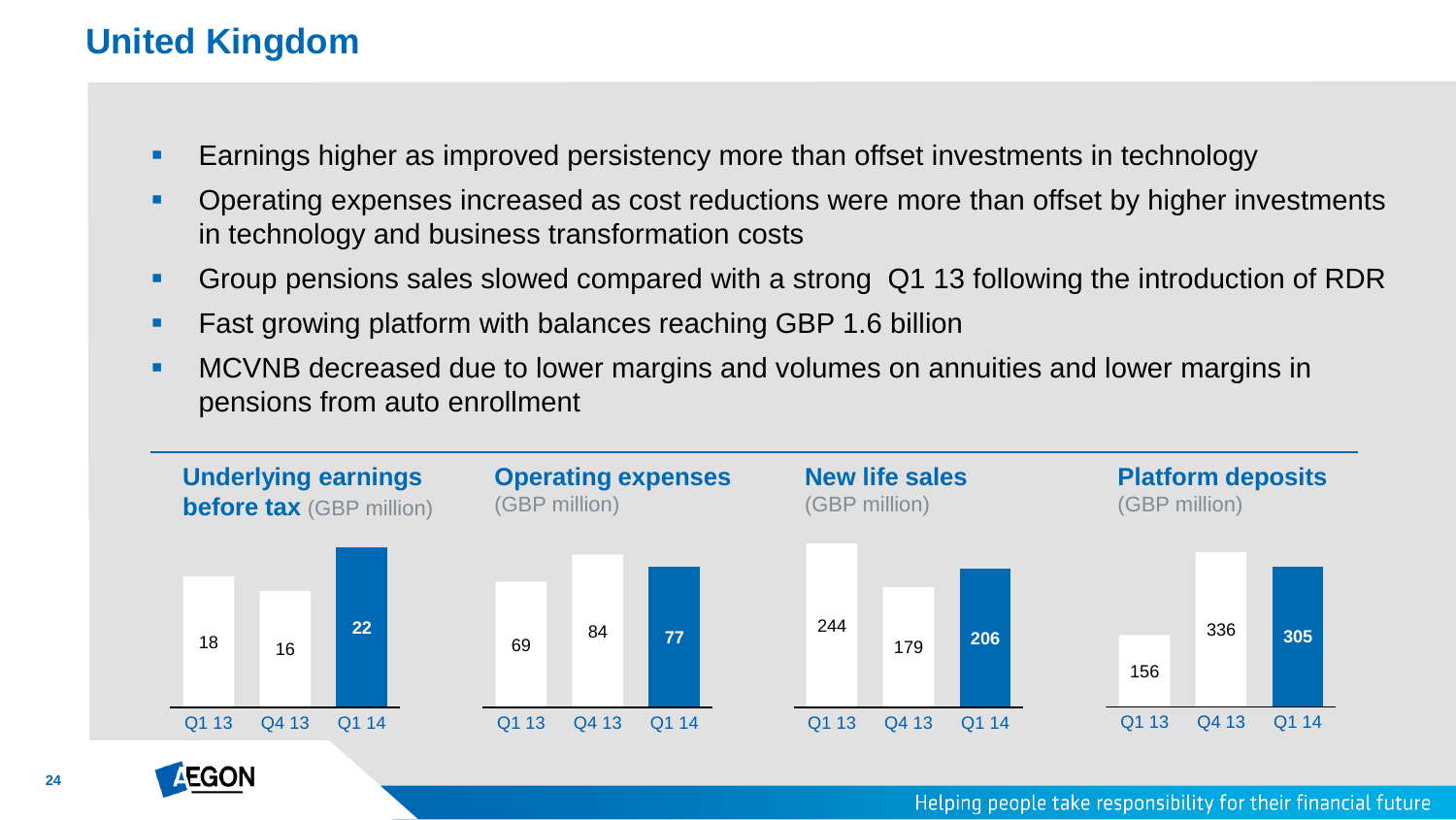# United Kingdom

- Earnings higher as improved persistency more than offset investments in technology
- Operating expenses increased as cost reductions were more than offset by higher investments in technology and business transformation costs
- Group pensions sales slowed compared with a strong Q1 13 following the introduction of RDR
- Fast growing platform with balances reaching GBP 1.6 billion
- MCVNB decreased due to lower margins and volumes on annuities and lower margins in pensions from auto enrollment

**Underlying earnings before tax** (GBP million)

18
16
22
Q1 13
Q4 13
Q1 14

**Operating expenses** (GBP million)

69
84
77
Q1 13
Q4 13
Q1 14

**New life sales** (GBP million)

244
179
206
Q1 13
Q4 13
Q1 14

**Platform deposits** (GBP million)

156
336
305
Q1 13
Q4 13
Q1 14

Helping people take responsibility for their financial future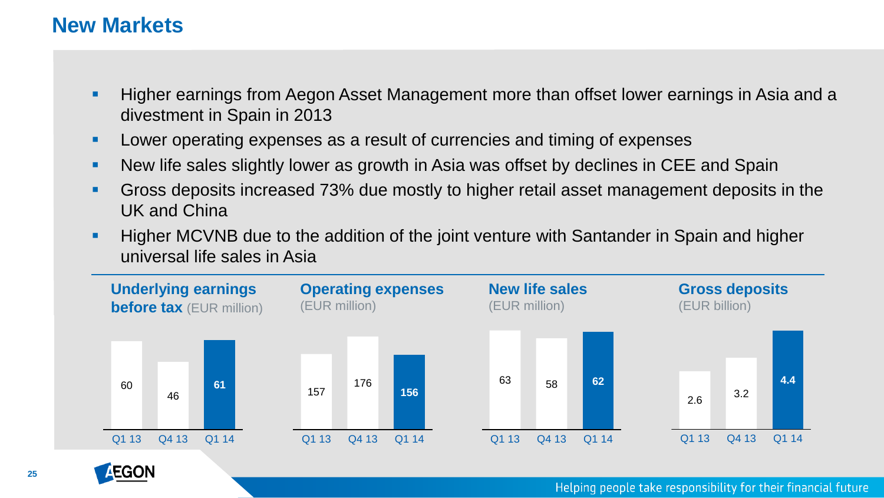# New Markets

- Higher earnings from Aegon Asset Management more than offset lower earnings in Asia and a divestment in Spain in 2013
- Lower operating expenses as a result of currencies and timing of expenses
- New life sales slightly lower as growth in Asia was offset by declines in CEE and Spain
- Gross deposits increased 73% due mostly to higher retail asset management deposits in the UK and China
- Higher MCVNB due to the addition of the joint venture with Santander in Spain and higher universal life sales in Asia

**Underlying earnings before tax** (EUR million)

60
46
**61**

Q1 13 Q4 13 Q1 14

**Operating expenses** (EUR million)

157
176
**156**

Q1 13 Q4 13 Q1 14

**New life sales** (EUR million)

63
58
**62**

Q1 13 Q4 13 Q1 14

**Gross deposits** (EUR billion)

2.6
3.2
**4.4**

Q1 13 Q4 13 Q1 14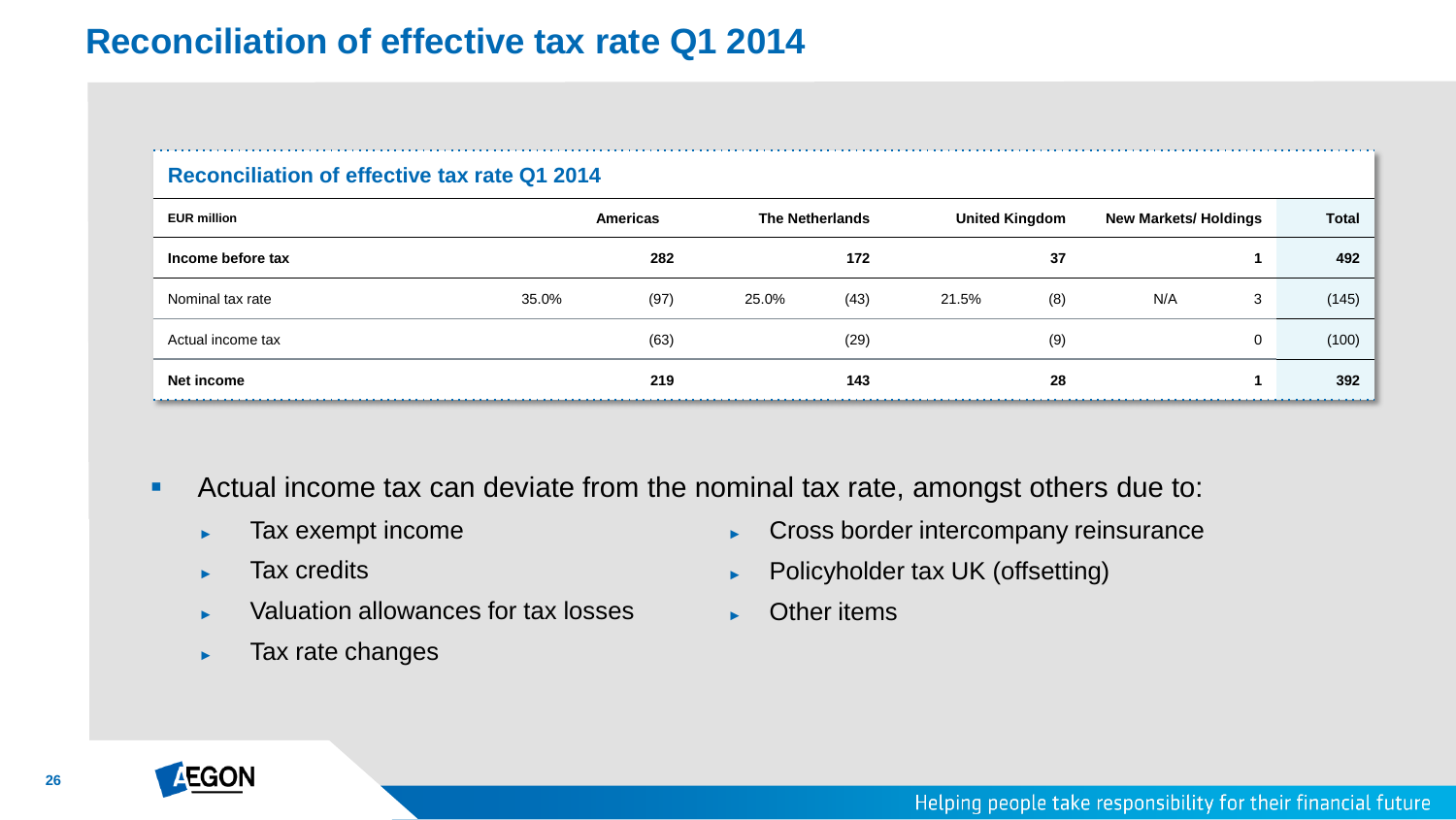# Reconciliation of effective tax rate Q1 2014

**Reconciliation of effective tax rate Q1 2014**

| EUR million | | Americas | | The Netherlands | | United Kingdom | | New Markets/ Holdings | Total |
|---|---|---|---|---|---|---|---|---|---|
| **Income before tax** | | **282** | | **172** | | **37** | | **1** | **492** |
| Nominal tax rate | 35.0% | (97) | 25.0% | (43) | 21.5% | (8) | N/A | 3 | (145) |
| Actual income tax | | (63) | | (29) | | (9) | | 0 | (100) |
| **Net income** | | **219** | | **143** | | **28** | | **1** | **392** |

- Actual income tax can deviate from the nominal tax rate, amongst others due to:
  - Tax exempt income
  - Tax credits
  - Valuation allowances for tax losses
  - Tax rate changes
  - Cross border intercompany reinsurance
  - Policyholder tax UK (offsetting)
  - Other items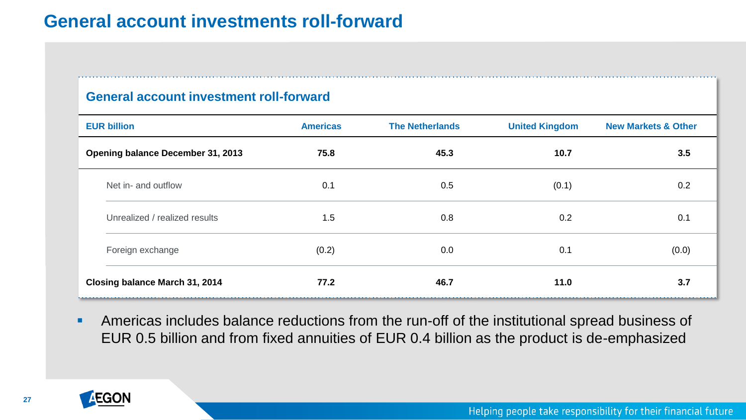# General account investments roll-forward

## General account investment roll-forward

| EUR billion | Americas | The Netherlands | United Kingdom | New Markets & Other |
|---|---|---|---|---|
| **Opening balance December 31, 2013** | **75.8** | **45.3** | **10.7** | **3.5** |
| Net in- and outflow | 0.1 | 0.5 | (0.1) | 0.2 |
| Unrealized / realized results | 1.5 | 0.8 | 0.2 | 0.1 |
| Foreign exchange | (0.2) | 0.0 | 0.1 | (0.0) |
| **Closing balance March 31, 2014** | **77.2** | **46.7** | **11.0** | **3.7** |

- Americas includes balance reductions from the run-off of the institutional spread business of EUR 0.5 billion and from fixed annuities of EUR 0.4 billion as the product is de-emphasized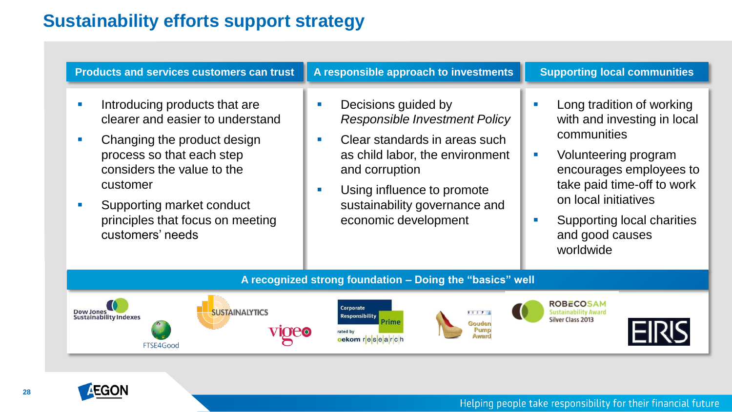# Sustainability efforts support strategy

## Products and services customers can trust

- Introducing products that are clearer and easier to understand
- Changing the product design process so that each step considers the value to the customer
- Supporting market conduct principles that focus on meeting customers' needs

## A responsible approach to investments

- Decisions guided by *Responsible Investment Policy*
- Clear standards in areas such as child labor, the environment and corruption
- Using influence to promote sustainability governance and economic development

## Supporting local communities

- Long tradition of working with and investing in local communities
- Volunteering program encourages employees to take paid time-off to work on local initiatives
- Supporting local charities and good causes worldwide

## A recognized strong foundation – Doing the "basics" well

Dow Jones Sustainability Indexes

FTSE4Good

SUSTAINALYTICS

vigeo

Corporate Responsibility Prime rated by oekom research

Gouden Pump Award

ROBECOSAM Sustainability Award Silver Class 2013

EIRIS

Helping people take responsibility for their financial future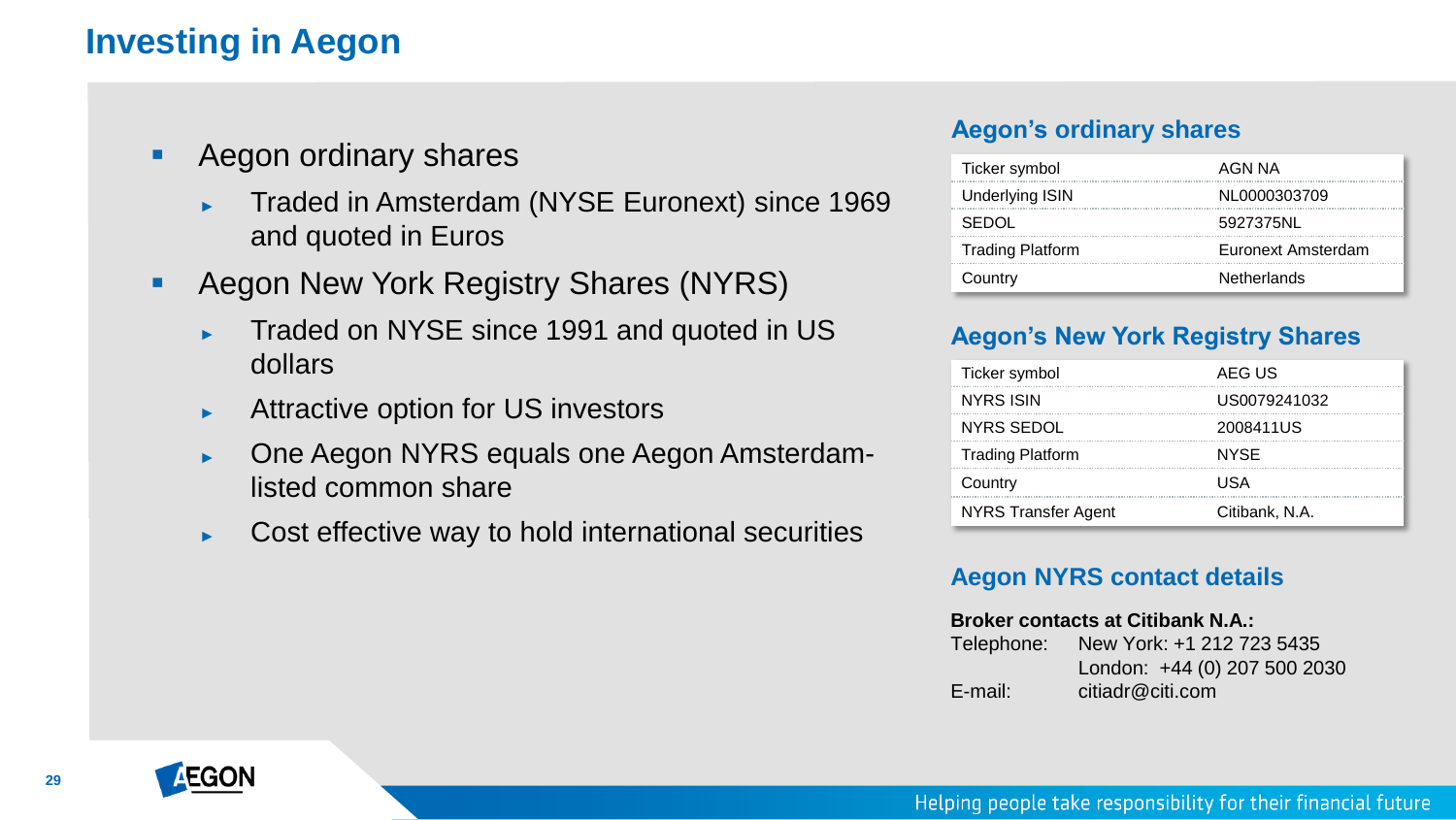# Investing in Aegon

- Aegon ordinary shares
  - Traded in Amsterdam (NYSE Euronext) since 1969 and quoted in Euros
- Aegon New York Registry Shares (NYRS)
  - Traded on NYSE since 1991 and quoted in US dollars
  - Attractive option for US investors
  - One Aegon NYRS equals one Aegon Amsterdam-listed common share
  - Cost effective way to hold international securities

## Aegon's ordinary shares

| | |
|---|---|
| Ticker symbol | AGN NA |
| Underlying ISIN | NL0000303709 |
| SEDOL | 5927375NL |
| Trading Platform | Euronext Amsterdam |
| Country | Netherlands |

## Aegon's New York Registry Shares

| | |
|---|---|
| Ticker symbol | AEG US |
| NYRS ISIN | US0079241032 |
| NYRS SEDOL | 2008411US |
| Trading Platform | NYSE |
| Country | USA |
| NYRS Transfer Agent | Citibank, N.A. |

## Aegon NYRS contact details

**Broker contacts at Citibank N.A.:**

Telephone: New York: +1 212 723 5435
London: +44 (0) 207 500 2030

E-mail: citiadr@citi.com

Helping people take responsibility for their financial future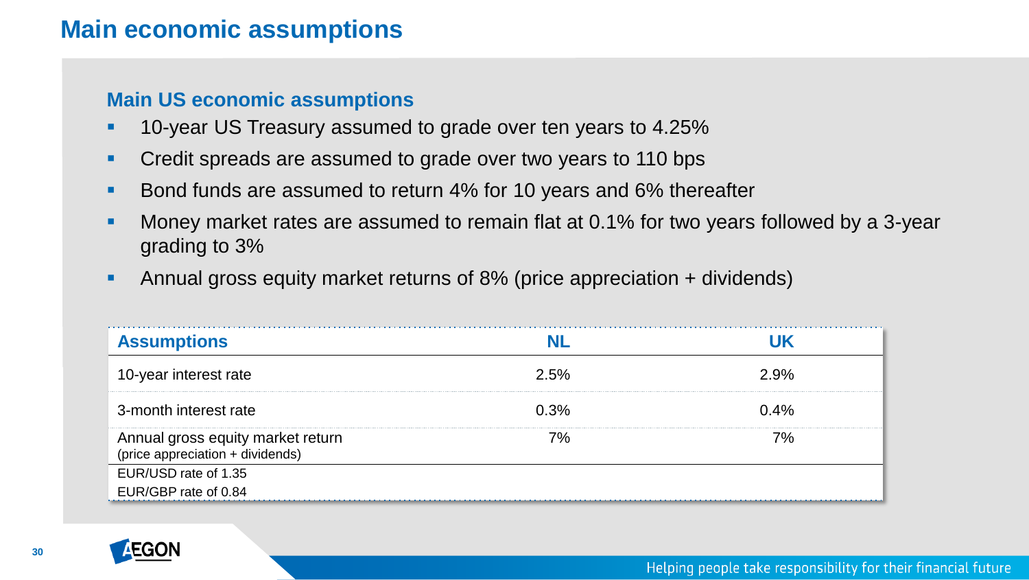# Main economic assumptions

## Main US economic assumptions

- 10-year US Treasury assumed to grade over ten years to 4.25%
- Credit spreads are assumed to grade over two years to 110 bps
- Bond funds are assumed to return 4% for 10 years and 6% thereafter
- Money market rates are assumed to remain flat at 0.1% for two years followed by a 3-year grading to 3%
- Annual gross equity market returns of 8% (price appreciation + dividends)

| Assumptions | NL | UK |
|---|---|---|
| 10-year interest rate | 2.5% | 2.9% |
| 3-month interest rate | 0.3% | 0.4% |
| Annual gross equity market return (price appreciation + dividends) | 7% | 7% |
| EUR/USD rate of 1.35 | | |
| EUR/GBP rate of 0.84 | | |

Helping people take responsibility for their financial future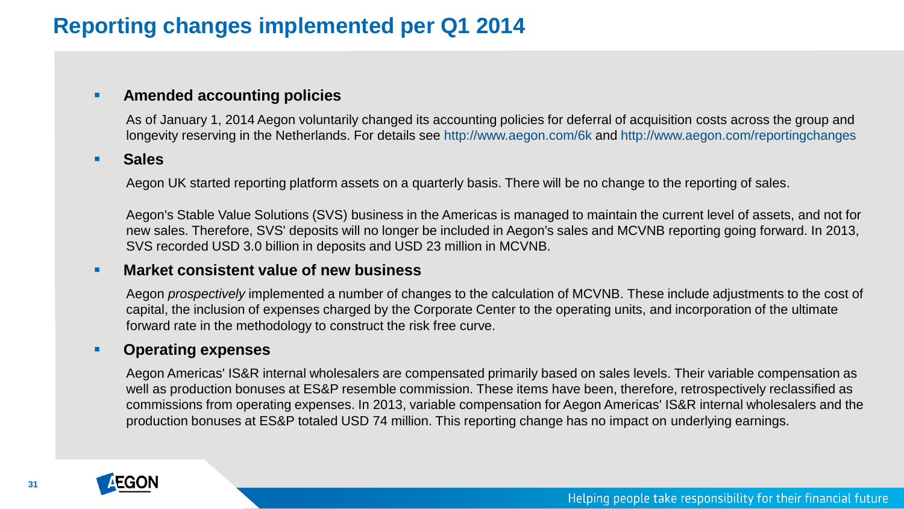# Reporting changes implemented per Q1 2014

- **Amended accounting policies**

  As of January 1, 2014 Aegon voluntarily changed its accounting policies for deferral of acquisition costs across the group and longevity reserving in the Netherlands. For details see http://www.aegon.com/6k and http://www.aegon.com/reportingchanges

- **Sales**

  Aegon UK started reporting platform assets on a quarterly basis. There will be no change to the reporting of sales.

  Aegon's Stable Value Solutions (SVS) business in the Americas is managed to maintain the current level of assets, and not for new sales. Therefore, SVS' deposits will no longer be included in Aegon's sales and MCVNB reporting going forward. In 2013, SVS recorded USD 3.0 billion in deposits and USD 23 million in MCVNB.

- **Market consistent value of new business**

  Aegon *prospectively* implemented a number of changes to the calculation of MCVNB. These include adjustments to the cost of capital, the inclusion of expenses charged by the Corporate Center to the operating units, and incorporation of the ultimate forward rate in the methodology to construct the risk free curve.

- **Operating expenses**

  Aegon Americas' IS&R internal wholesalers are compensated primarily based on sales levels. Their variable compensation as well as production bonuses at ES&P resemble commission. These items have been, therefore, retrospectively reclassified as commissions from operating expenses. In 2013, variable compensation for Aegon Americas' IS&R internal wholesalers and the production bonuses at ES&P totaled USD 74 million. This reporting change has no impact on underlying earnings.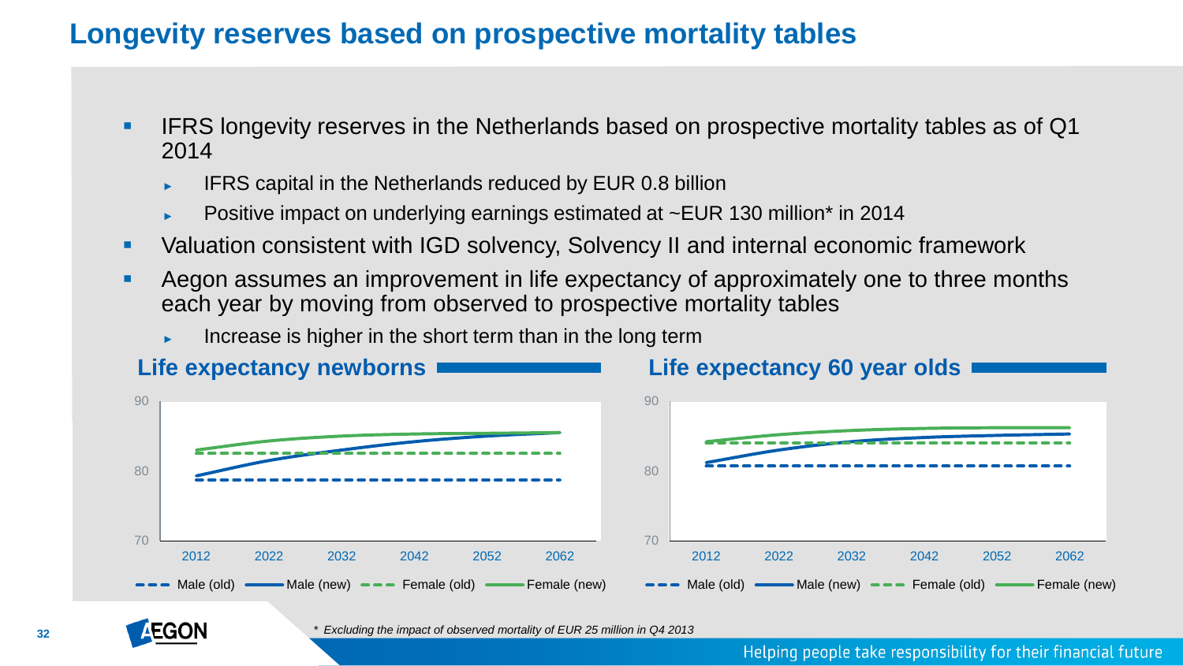# Longevity reserves based on prospective mortality tables

- IFRS longevity reserves in the Netherlands based on prospective mortality tables as of Q1 2014
  - IFRS capital in the Netherlands reduced by EUR 0.8 billion
  - Positive impact on underlying earnings estimated at ~EUR 130 million* in 2014
- Valuation consistent with IGD solvency, Solvency II and internal economic framework
- Aegon assumes an improvement in life expectancy of approximately one to three months each year by moving from observed to prospective mortality tables
  - Increase is higher in the short term than in the long term

## Life expectancy newborns

90
80
70
2012 2022 2032 2042 2052 2062
Male (old) Male (new) Female (old) Female (new)

## Life expectancy 60 year olds

90
80
70
2012 2022 2032 2042 2052 2062
Male (old) Male (new) Female (old) Female (new)

*\* Excluding the impact of observed mortality of EUR 25 million in Q4 2013*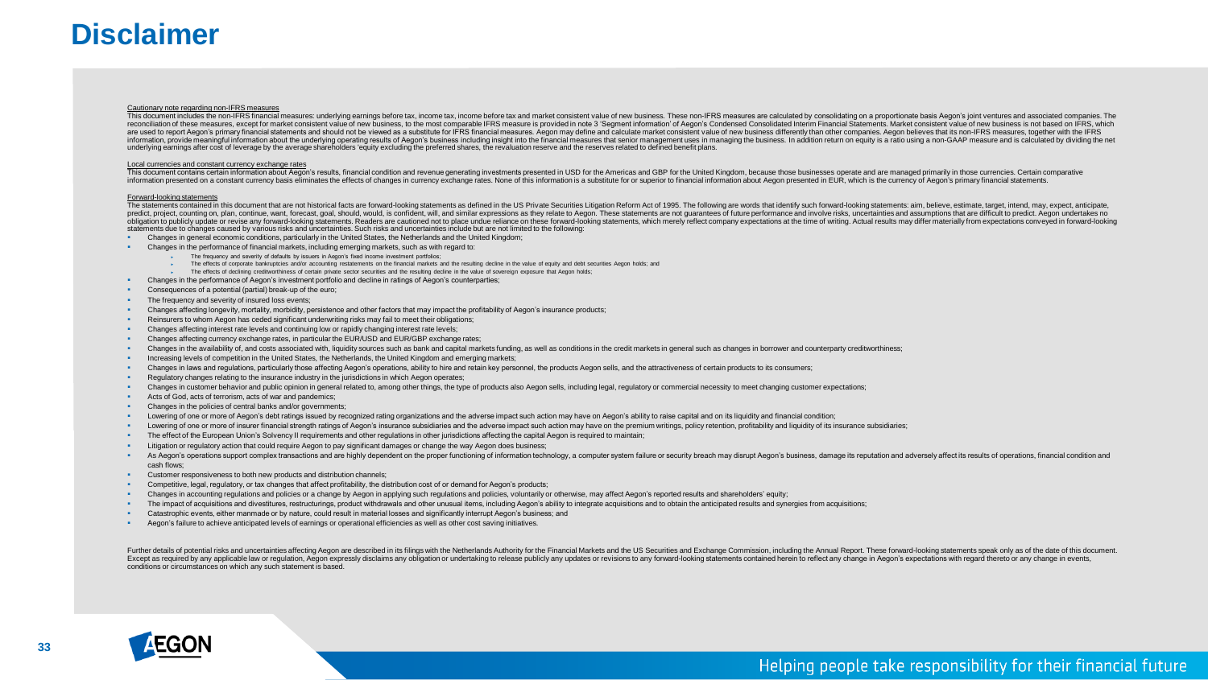# Disclaimer

Cautionary note regarding non-IFRS measures

This document includes the non-IFRS financial measures: underlying earnings before tax, income tax, income before tax and market consistent value of new business. These non-IFRS measures are calculated by consolidating on a proportionate basis Aegon's joint ventures and associated companies. The reconciliation of these measures, except for market consistent value of new business, to the most comparable IFRS measure is provided in note 3 'Segment information' of Aegon's Condensed Consolidated Interim Financial Statements. Market consistent value of new business is not based on IFRS, which are used to report Aegon's primary financial statements and should not be viewed as a substitute for IFRS financial measures. Aegon may define and calculate market consistent value of new business differently than other companies. Aegon believes that its non-IFRS measures, together with the IFRS information, provide meaningful information about the underlying operating results of Aegon's business including insight into the financial measures that senior management uses in managing the business. In addition return on equity is a ratio using a non-GAAP measure and is calculated by dividing the net underlying earnings after cost of leverage by the average shareholders 'equity excluding the preferred shares, the revaluation reserve and the reserves related to defined benefit plans.

Local currencies and constant currency exchange rates

This document contains certain information about Aegon's results, financial condition and revenue generating investments presented in USD for the Americas and GBP for the United Kingdom, because those businesses operate and are managed primarily in those currencies. Certain comparative information presented on a constant currency basis eliminates the effects of changes in currency exchange rates. None of this information is a substitute for or superior to financial information about Aegon presented in EUR, which is the currency of Aegon's primary financial statements.

Forward-looking statements

The statements contained in this document that are not historical facts are forward-looking statements as defined in the US Private Securities Litigation Reform Act of 1995. The following are words that identify such forward-looking statements: aim, believe, estimate, target, intend, may, expect, anticipate, predict, project, counting on, plan, continue, want, forecast, goal, should, would, is confident, will, and similar expressions as they relate to Aegon. These statements are not guarantees of future performance and involve risks, uncertainties and assumptions that are difficult to predict. Aegon undertakes no obligation to publicly update or revise any forward-looking statements. Readers are cautioned not to place undue reliance on these forward-looking statements, which merely reflect company expectations at the time of writing. Actual results may differ materially from expectations conveyed in forward-looking statements due to changes caused by various risks and uncertainties. Such risks and uncertainties include but are not limited to the following:

- Changes in general economic conditions, particularly in the United States, the Netherlands and the United Kingdom;
- Changes in the performance of financial markets, including emerging markets, such as with regard to:
  - The frequency and severity of defaults by issuers in Aegon's fixed income investment portfolios;
  - The effects of corporate bankruptcies and/or accounting restatements on the financial markets and the resulting decline in the value of equity and debt securities Aegon holds; and
  - The effects of declining creditworthiness of certain private sector securities and the resulting decline in the value of sovereign exposure that Aegon holds;
- Changes in the performance of Aegon's investment portfolio and decline in ratings of Aegon's counterparties;
- Consequences of a potential (partial) break-up of the euro;
- The frequency and severity of insured loss events;
- Changes affecting longevity, mortality, morbidity, persistence and other factors that may impact the profitability of Aegon's insurance products;
- Reinsurers to whom Aegon has ceded significant underwriting risks may fail to meet their obligations;
- Changes affecting interest rate levels and continuing low or rapidly changing interest rate levels;
- Changes affecting currency exchange rates, in particular the EUR/USD and EUR/GBP exchange rates;
- Changes in the availability of, and costs associated with, liquidity sources such as bank and capital markets funding, as well as conditions in the credit markets in general such as changes in borrower and counterparty creditworthiness;
- Increasing levels of competition in the United States, the Netherlands, the United Kingdom and emerging markets;
- Changes in laws and regulations, particularly those affecting Aegon's operations, ability to hire and retain key personnel, the products Aegon sells, and the attractiveness of certain products to its consumers;
- Regulatory changes relating to the insurance industry in the jurisdictions in which Aegon operates;
- Changes in customer behavior and public opinion in general related to, among other things, the type of products also Aegon sells, including legal, regulatory or commercial necessity to meet changing customer expectations;
- Acts of God, acts of terrorism, acts of war and pandemics;
- Changes in the policies of central banks and/or governments;
- Lowering of one or more of Aegon's debt ratings issued by recognized rating organizations and the adverse impact such action may have on Aegon's ability to raise capital and on its liquidity and financial condition;
- Lowering of one or more of insurer financial strength ratings of Aegon's insurance subsidiaries and the adverse impact such action may have on the premium writings, policy retention, profitability and liquidity of its insurance subsidiaries;
- The effect of the European Union's Solvency II requirements and other regulations in other jurisdictions affecting the capital Aegon is required to maintain;
- Litigation or regulatory action that could require Aegon to pay significant damages or change the way Aegon does business;
- As Aegon's operations support complex transactions and are highly dependent on the proper functioning of information technology, a computer system failure or security breach may disrupt Aegon's business, damage its reputation and adversely affect its results of operations, financial condition and cash flows;
- Customer responsiveness to both new products and distribution channels;
- Competitive, legal, regulatory, or tax changes that affect profitability, the distribution cost of or demand for Aegon's products;
- Changes in accounting regulations and policies or a change by Aegon in applying such regulations and policies, voluntarily or otherwise, may affect Aegon's reported results and shareholders' equity;
- The impact of acquisitions and divestitures, restructurings, product withdrawals and other unusual items, including Aegon's ability to integrate acquisitions and to obtain the anticipated results and synergies from acquisitions;
- Catastrophic events, either manmade or by nature, could result in material losses and significantly interrupt Aegon's business; and
- Aegon's failure to achieve anticipated levels of earnings or operational efficiencies as well as other cost saving initiatives.

Further details of potential risks and uncertainties affecting Aegon are described in its filings with the Netherlands Authority for the Financial Markets and the US Securities and Exchange Commission, including the Annual Report. These forward-looking statements speak only as of the date of this document. Except as required by any applicable law or regulation, Aegon expressly disclaims any obligation or undertaking to release publicly any updates or revisions to any forward-looking statements contained herein to reflect any change in Aegon's expectations with regard thereto or any change in events, conditions or circumstances on which any such statement is based.

AEGON

Helping people take responsibility for their financial future